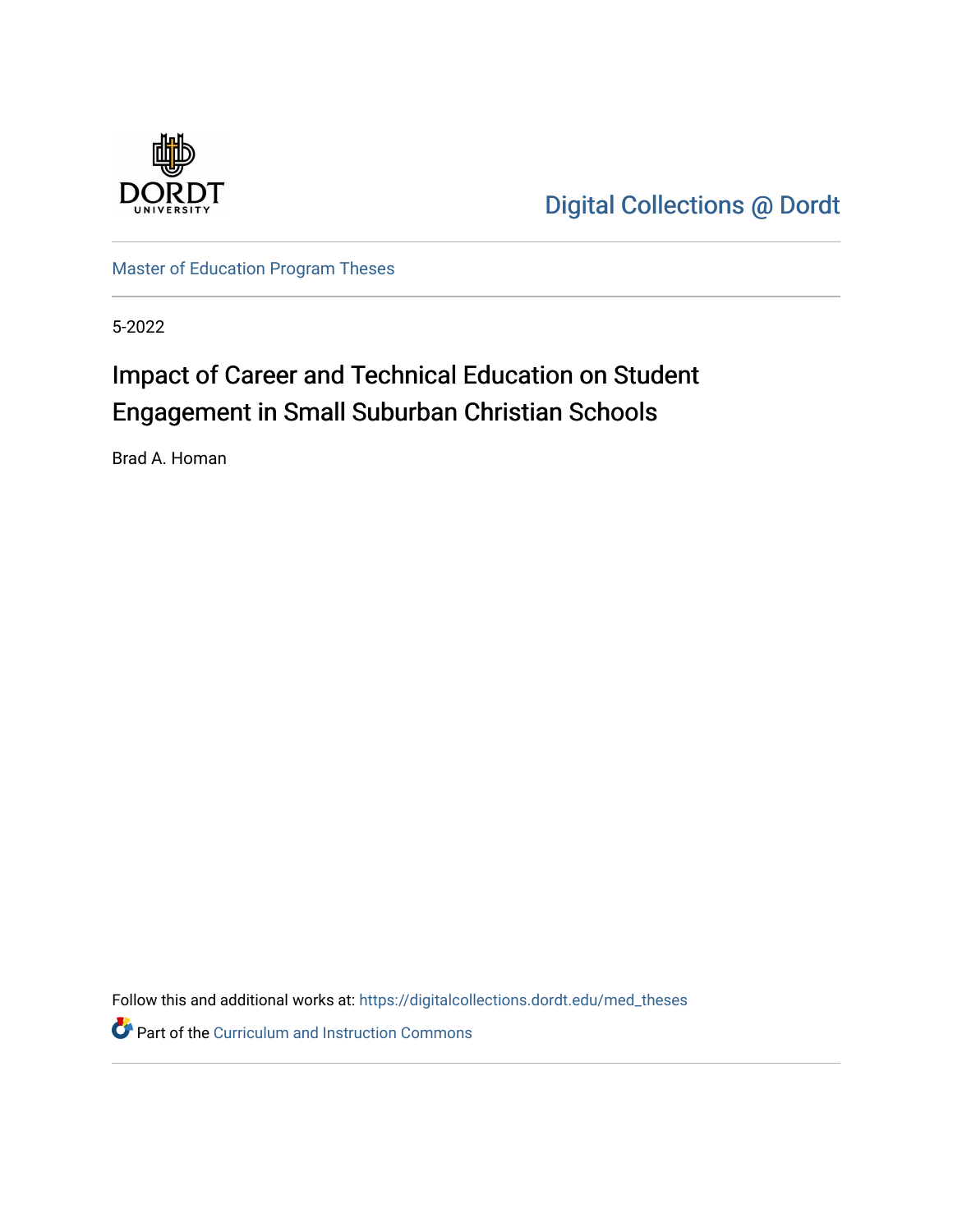Digital Collections @ Dordt

Master of Education Program Theses

5-2022

# Impact of Career and Technical Education on Student Engagement in Small Suburban Christian Schools

Brad A. Homan

Follow this and additional works at: https://digitalcollections.dordt.edu/med_theses

Part of the Curriculum and Instruction Commons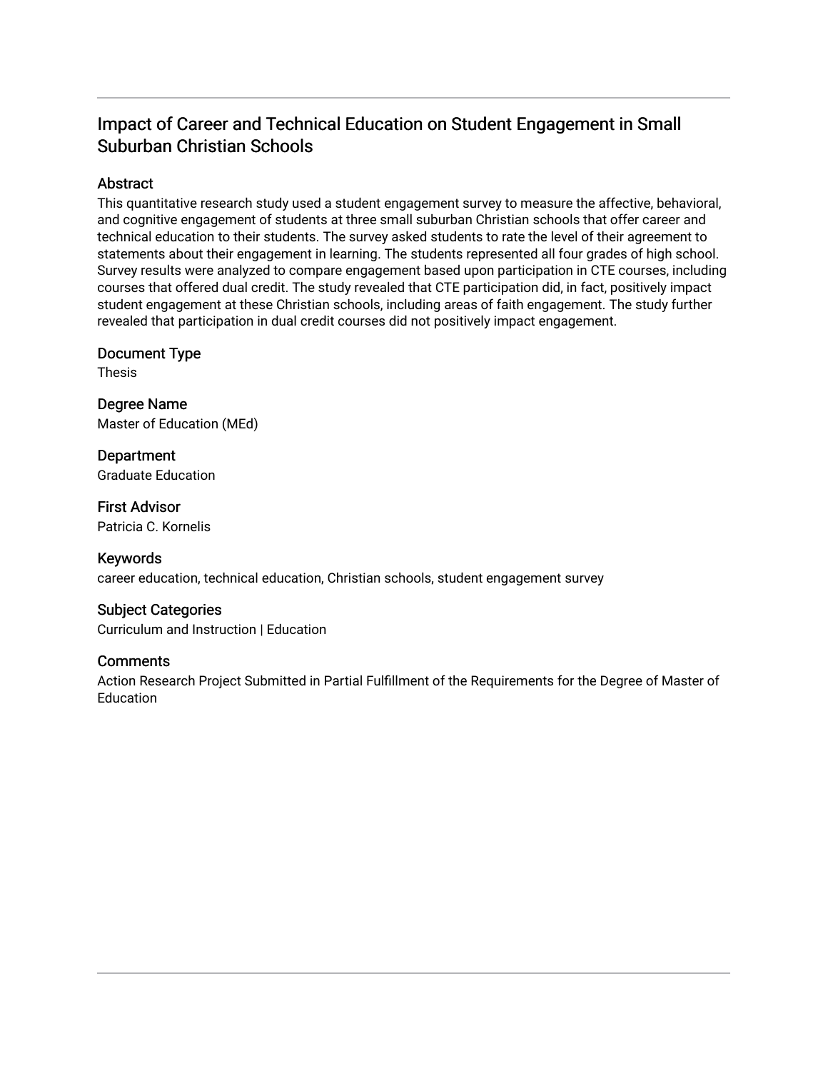# Impact of Career and Technical Education on Student Engagement in Small Suburban Christian Schools

## Abstract

This quantitative research study used a student engagement survey to measure the affective, behavioral, and cognitive engagement of students at three small suburban Christian schools that offer career and technical education to their students. The survey asked students to rate the level of their agreement to statements about their engagement in learning. The students represented all four grades of high school. Survey results were analyzed to compare engagement based upon participation in CTE courses, including courses that offered dual credit. The study revealed that CTE participation did, in fact, positively impact student engagement at these Christian schools, including areas of faith engagement. The study further revealed that participation in dual credit courses did not positively impact engagement.

## Document Type

Thesis

## Degree Name

Master of Education (MEd)

## Department

Graduate Education

## First Advisor

Patricia C. Kornelis

## Keywords

career education, technical education, Christian schools, student engagement survey

## Subject Categories

Curriculum and Instruction | Education

## Comments

Action Research Project Submitted in Partial Fulfillment of the Requirements for the Degree of Master of Education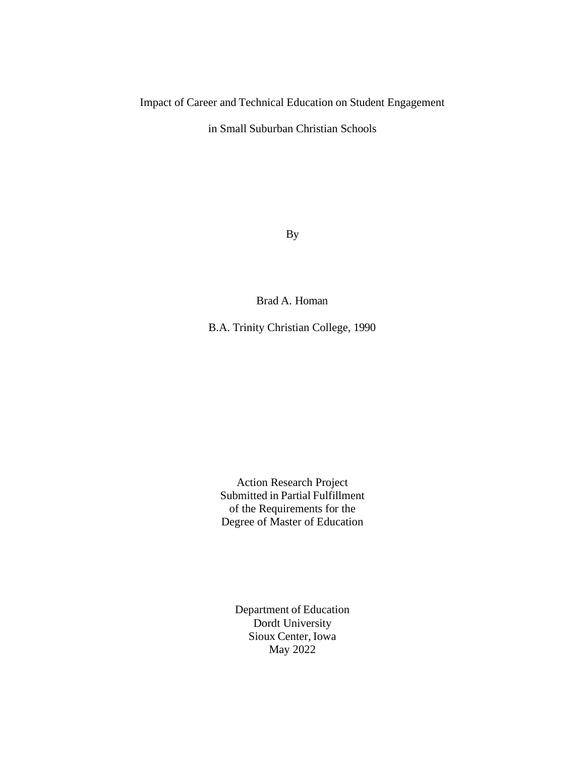Impact of Career and Technical Education on Student Engagement

in Small Suburban Christian Schools

By

Brad A. Homan

B.A. Trinity Christian College, 1990

Action Research Project
Submitted in Partial Fulfillment
of the Requirements for the
Degree of Master of Education

Department of Education
Dordt University
Sioux Center, Iowa
May 2022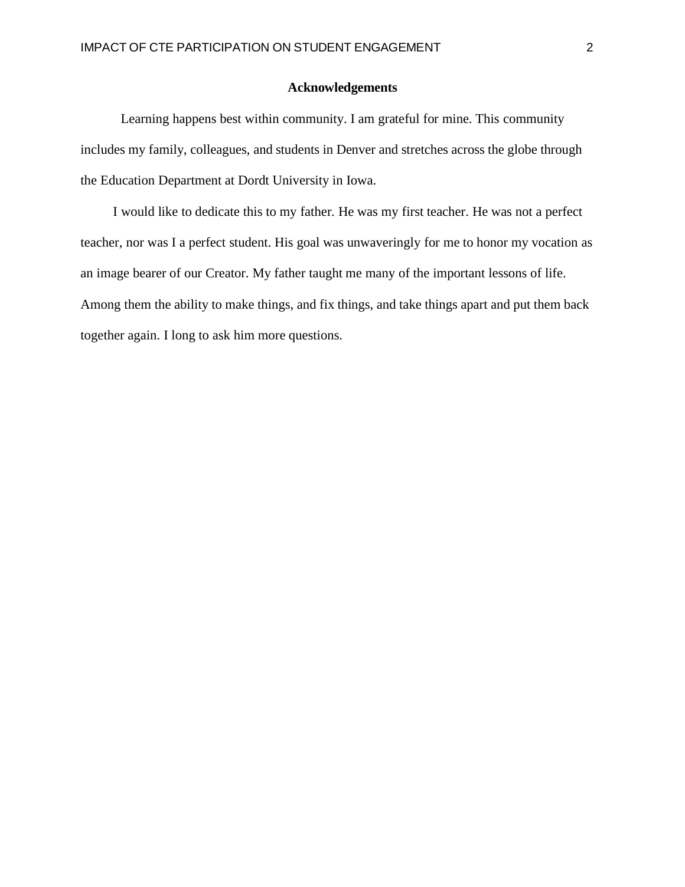# Acknowledgements

Learning happens best within community. I am grateful for mine. This community includes my family, colleagues, and students in Denver and stretches across the globe through the Education Department at Dordt University in Iowa.

I would like to dedicate this to my father. He was my first teacher. He was not a perfect teacher, nor was I a perfect student. His goal was unwaveringly for me to honor my vocation as an image bearer of our Creator. My father taught me many of the important lessons of life. Among them the ability to make things, and fix things, and take things apart and put them back together again. I long to ask him more questions.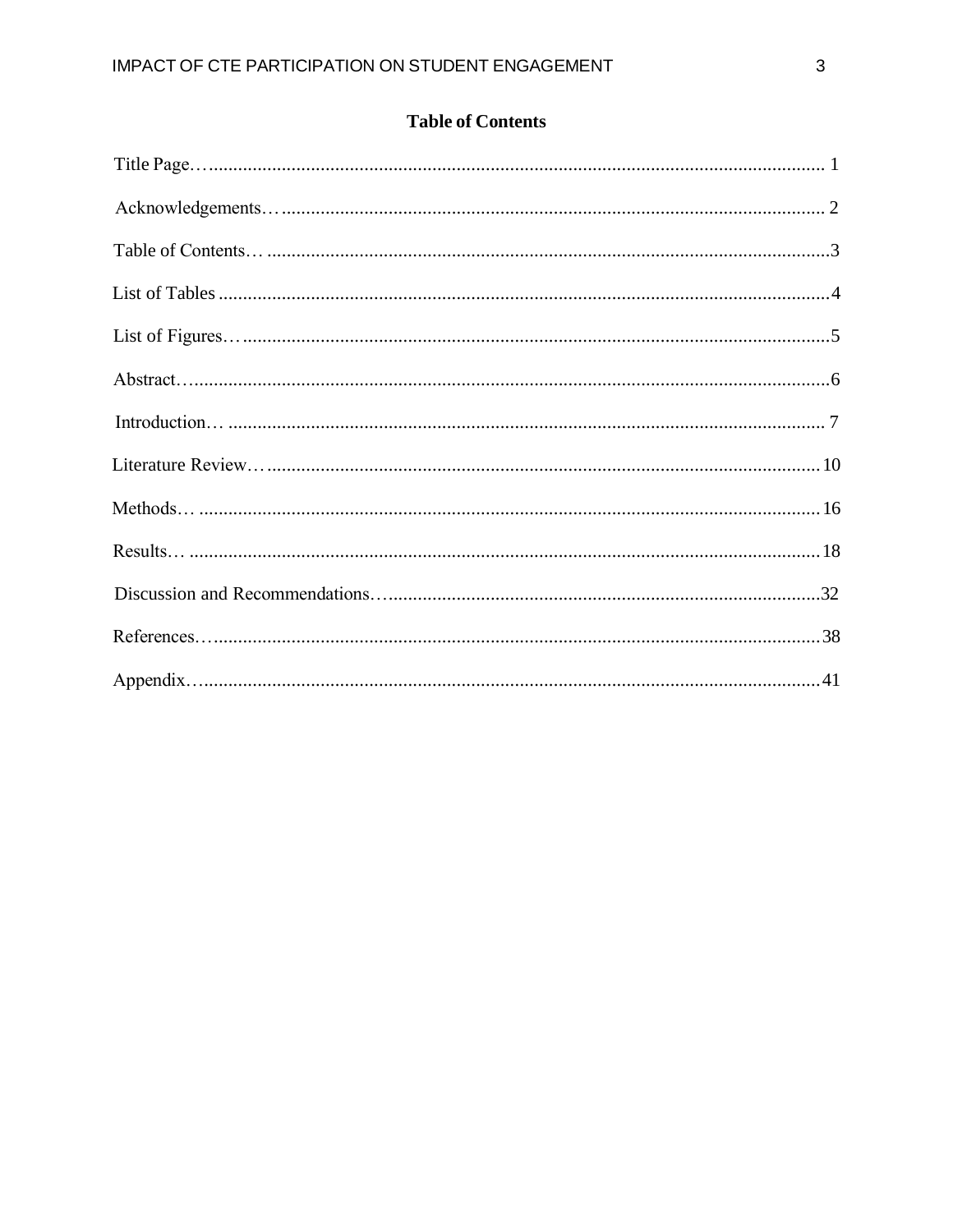# Table of Contents

Title Page…............................................................................................................................ 1

Acknowledgements…............................................................................................................ 2

Table of Contents… ..................................................................................................................3

List of Tables ..............................................................................................................................4

List of Figures….........................................................................................................................5

Abstract…..................................................................................................................................6

Introduction… .......................................................................................................................... 7

Literature Review…...................................................................................................................10

Methods… .................................................................................................................................16

Results… ...................................................................................................................................18

Discussion and Recommendations….........................................................................................32

References…..............................................................................................................................38

Appendix…................................................................................................................................41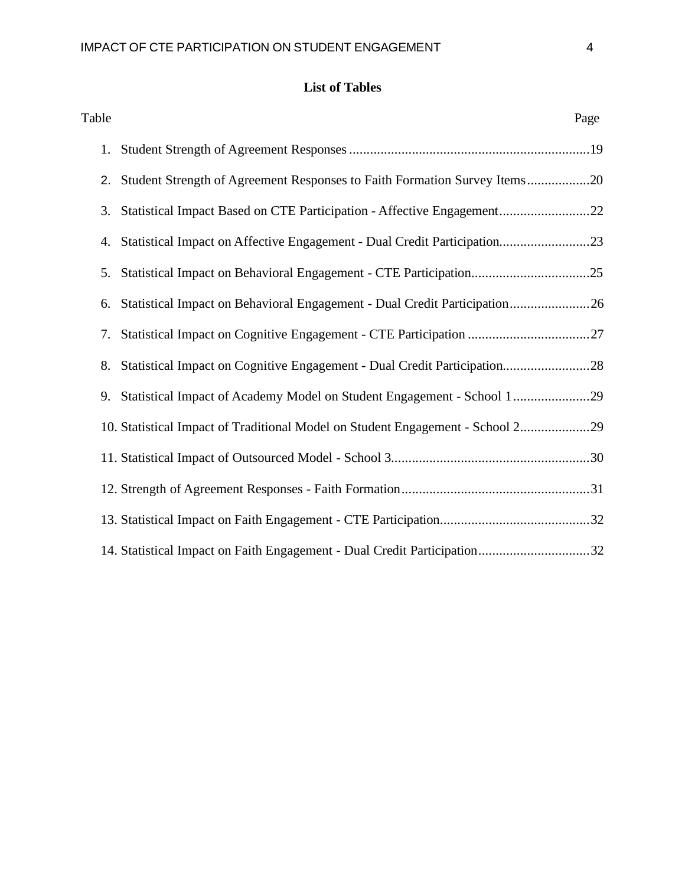# List of Tables

| Table | Page |
|---|---|
| 1. Student Strength of Agreement Responses | 19 |
| 2. Student Strength of Agreement Responses to Faith Formation Survey Items | 20 |
| 3. Statistical Impact Based on CTE Participation - Affective Engagement | 22 |
| 4. Statistical Impact on Affective Engagement - Dual Credit Participation | 23 |
| 5. Statistical Impact on Behavioral Engagement - CTE Participation | 25 |
| 6. Statistical Impact on Behavioral Engagement - Dual Credit Participation | 26 |
| 7. Statistical Impact on Cognitive Engagement - CTE Participation | 27 |
| 8. Statistical Impact on Cognitive Engagement - Dual Credit Participation | 28 |
| 9. Statistical Impact of Academy Model on Student Engagement - School 1 | 29 |
| 10. Statistical Impact of Traditional Model on Student Engagement - School 2 | 29 |
| 11. Statistical Impact of Outsourced Model - School 3 | 30 |
| 12. Strength of Agreement Responses - Faith Formation | 31 |
| 13. Statistical Impact on Faith Engagement - CTE Participation | 32 |
| 14. Statistical Impact on Faith Engagement - Dual Credit Participation | 32 |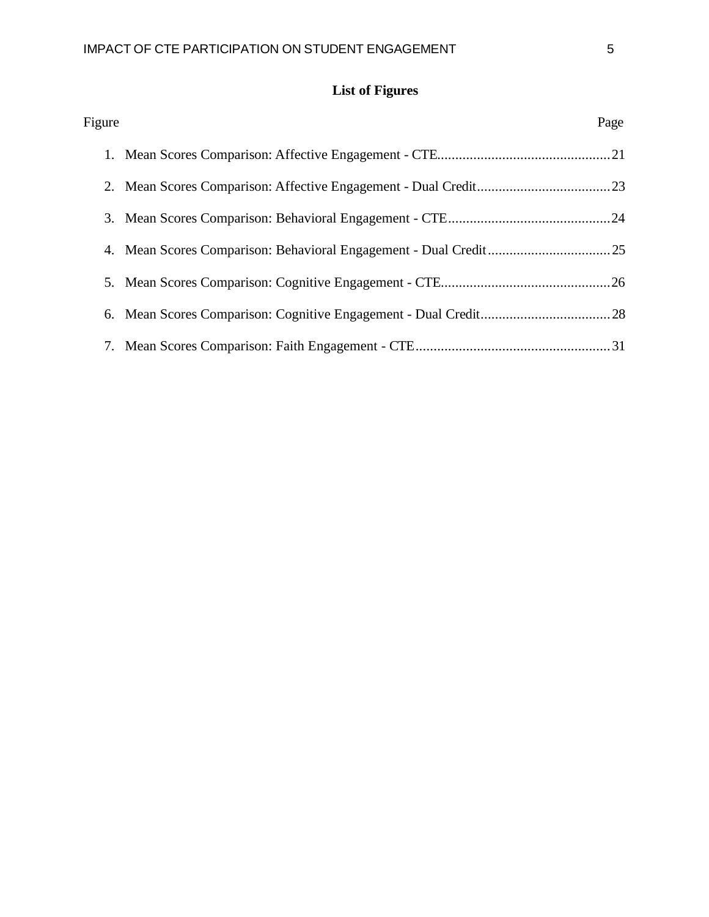# List of Figures

| Figure | Page |
|---|---|
| 1. Mean Scores Comparison: Affective Engagement - CTE | 21 |
| 2. Mean Scores Comparison: Affective Engagement - Dual Credit | 23 |
| 3. Mean Scores Comparison: Behavioral Engagement - CTE | 24 |
| 4. Mean Scores Comparison: Behavioral Engagement - Dual Credit | 25 |
| 5. Mean Scores Comparison: Cognitive Engagement - CTE | 26 |
| 6. Mean Scores Comparison: Cognitive Engagement - Dual Credit | 28 |
| 7. Mean Scores Comparison: Faith Engagement - CTE | 31 |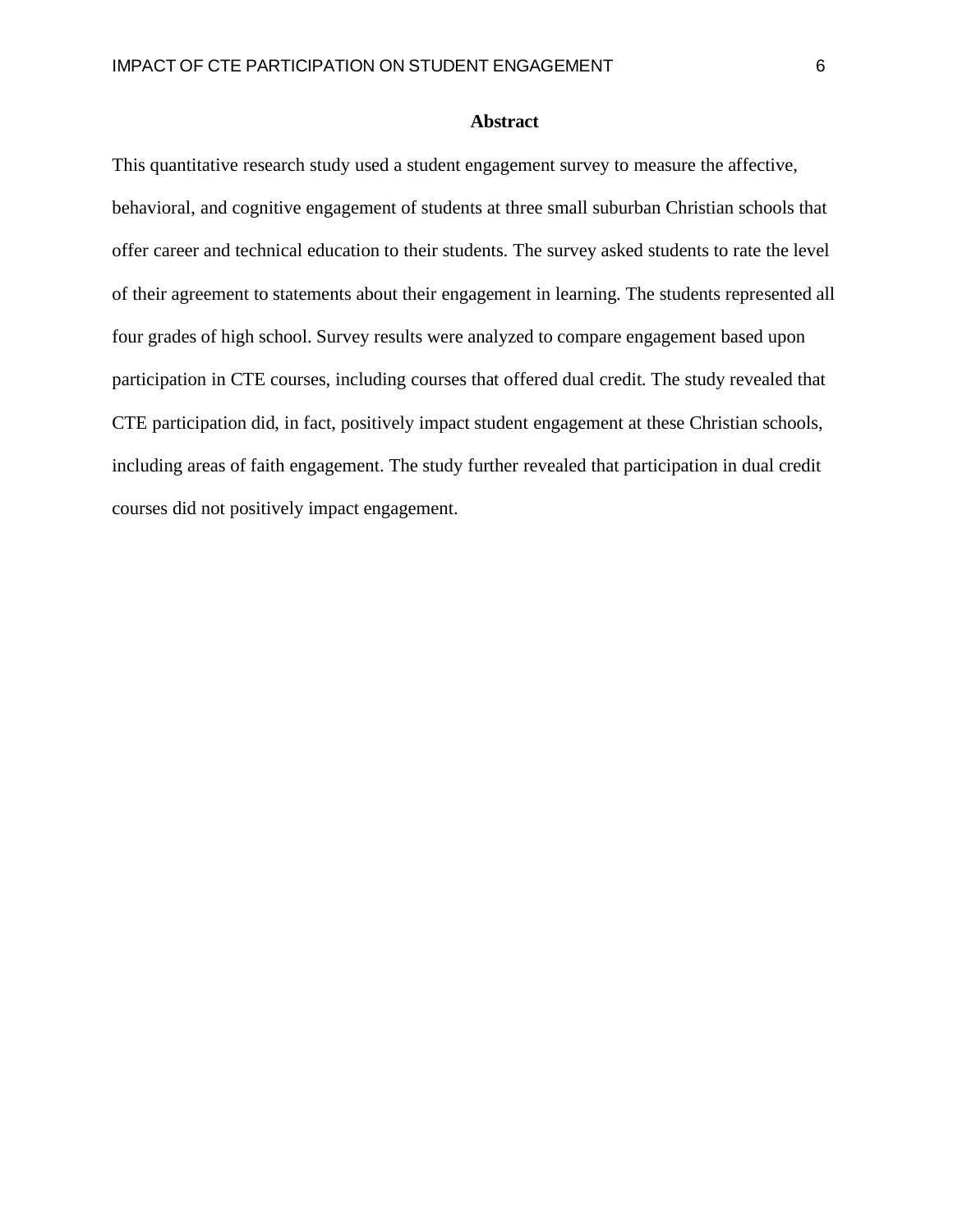# Abstract

This quantitative research study used a student engagement survey to measure the affective, behavioral, and cognitive engagement of students at three small suburban Christian schools that offer career and technical education to their students. The survey asked students to rate the level of their agreement to statements about their engagement in learning. The students represented all four grades of high school. Survey results were analyzed to compare engagement based upon participation in CTE courses, including courses that offered dual credit. The study revealed that CTE participation did, in fact, positively impact student engagement at these Christian schools, including areas of faith engagement. The study further revealed that participation in dual credit courses did not positively impact engagement.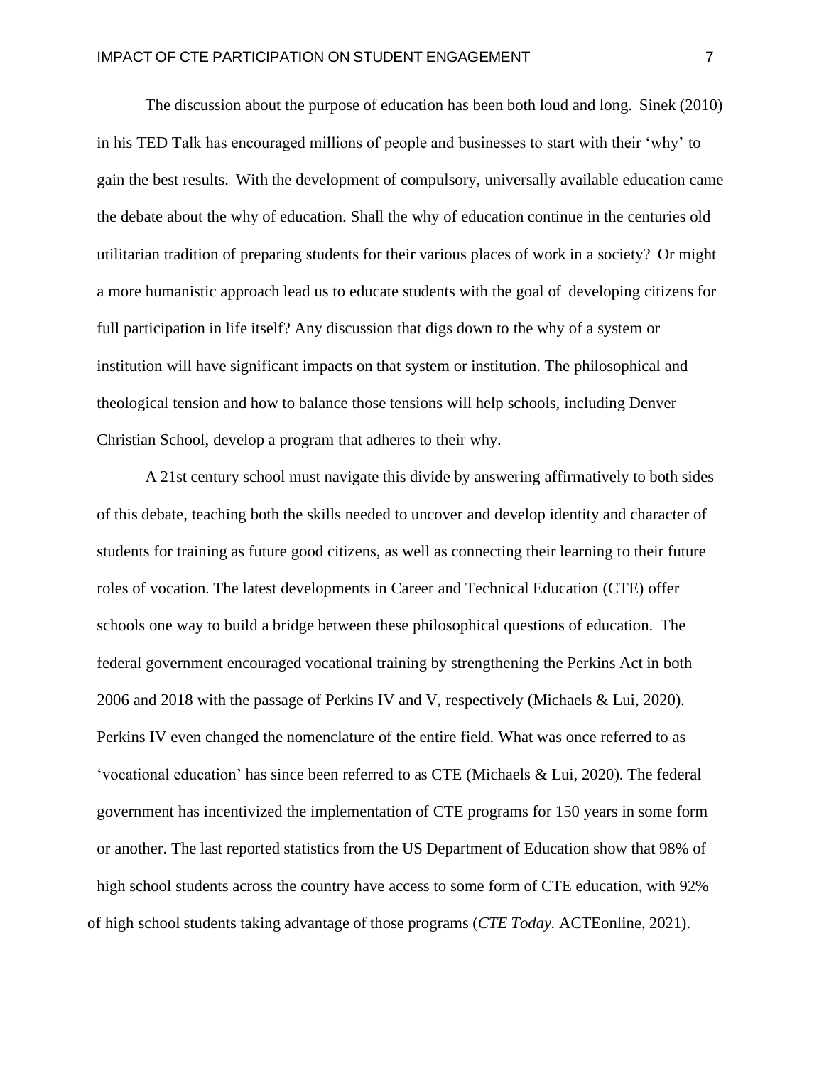The discussion about the purpose of education has been both loud and long. Sinek (2010) in his TED Talk has encouraged millions of people and businesses to start with their 'why' to gain the best results. With the development of compulsory, universally available education came the debate about the why of education. Shall the why of education continue in the centuries old utilitarian tradition of preparing students for their various places of work in a society? Or might a more humanistic approach lead us to educate students with the goal of developing citizens for full participation in life itself? Any discussion that digs down to the why of a system or institution will have significant impacts on that system or institution. The philosophical and theological tension and how to balance those tensions will help schools, including Denver Christian School, develop a program that adheres to their why.

A 21st century school must navigate this divide by answering affirmatively to both sides of this debate, teaching both the skills needed to uncover and develop identity and character of students for training as future good citizens, as well as connecting their learning to their future roles of vocation. The latest developments in Career and Technical Education (CTE) offer schools one way to build a bridge between these philosophical questions of education. The federal government encouraged vocational training by strengthening the Perkins Act in both 2006 and 2018 with the passage of Perkins IV and V, respectively (Michaels & Lui, 2020). Perkins IV even changed the nomenclature of the entire field. What was once referred to as 'vocational education' has since been referred to as CTE (Michaels & Lui, 2020). The federal government has incentivized the implementation of CTE programs for 150 years in some form or another. The last reported statistics from the US Department of Education show that 98% of high school students across the country have access to some form of CTE education, with 92% of high school students taking advantage of those programs (*CTE Today.* ACTEonline, 2021).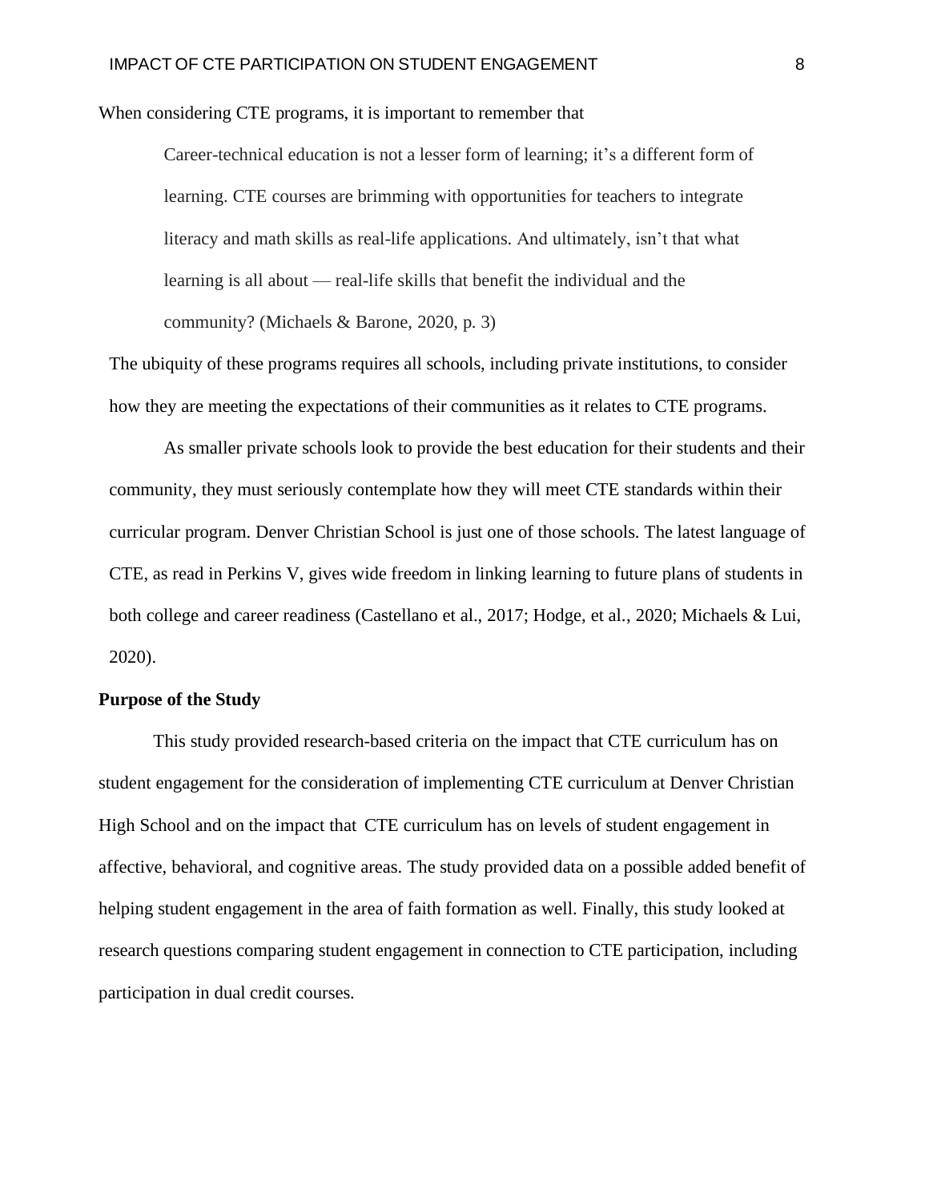When considering CTE programs, it is important to remember that

> Career-technical education is not a lesser form of learning; it's a different form of learning. CTE courses are brimming with opportunities for teachers to integrate literacy and math skills as real-life applications. And ultimately, isn't that what learning is all about — real-life skills that benefit the individual and the community? (Michaels & Barone, 2020, p. 3)

The ubiquity of these programs requires all schools, including private institutions, to consider how they are meeting the expectations of their communities as it relates to CTE programs.

As smaller private schools look to provide the best education for their students and their community, they must seriously contemplate how they will meet CTE standards within their curricular program. Denver Christian School is just one of those schools. The latest language of CTE, as read in Perkins V, gives wide freedom in linking learning to future plans of students in both college and career readiness (Castellano et al., 2017; Hodge, et al., 2020; Michaels & Lui, 2020).

## Purpose of the Study

This study provided research-based criteria on the impact that CTE curriculum has on student engagement for the consideration of implementing CTE curriculum at Denver Christian High School and on the impact that CTE curriculum has on levels of student engagement in affective, behavioral, and cognitive areas. The study provided data on a possible added benefit of helping student engagement in the area of faith formation as well. Finally, this study looked at research questions comparing student engagement in connection to CTE participation, including participation in dual credit courses.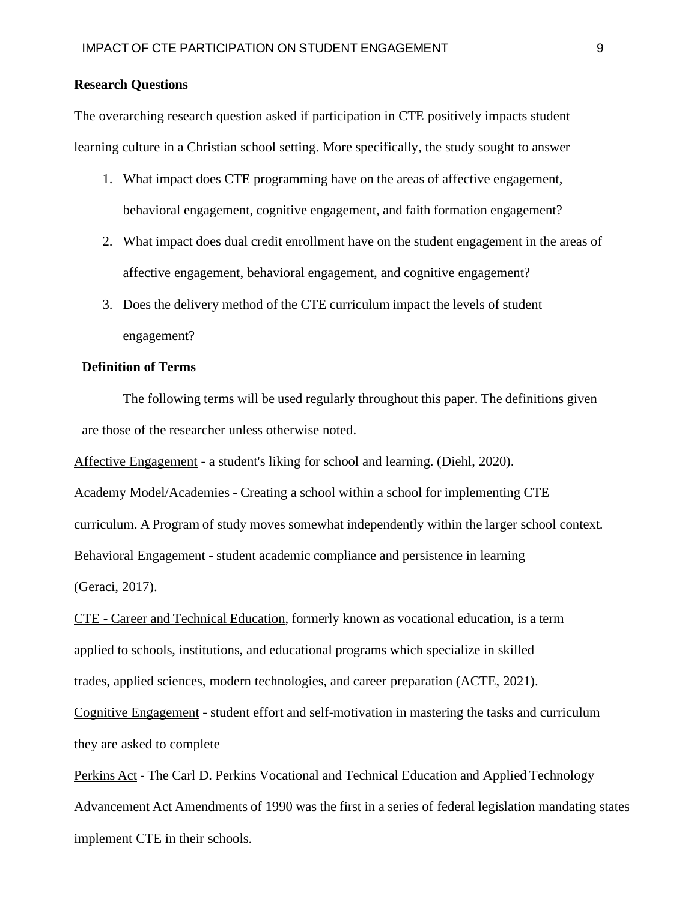## Research Questions

The overarching research question asked if participation in CTE positively impacts student learning culture in a Christian school setting. More specifically, the study sought to answer

1. What impact does CTE programming have on the areas of affective engagement, behavioral engagement, cognitive engagement, and faith formation engagement?
2. What impact does dual credit enrollment have on the student engagement in the areas of affective engagement, behavioral engagement, and cognitive engagement?
3. Does the delivery method of the CTE curriculum impact the levels of student engagement?

## Definition of Terms

The following terms will be used regularly throughout this paper. The definitions given are those of the researcher unless otherwise noted.

Affective Engagement - a student's liking for school and learning. (Diehl, 2020).

Academy Model/Academies - Creating a school within a school for implementing CTE curriculum. A Program of study moves somewhat independently within the larger school context.

Behavioral Engagement - student academic compliance and persistence in learning (Geraci, 2017).

CTE - Career and Technical Education, formerly known as vocational education, is a term applied to schools, institutions, and educational programs which specialize in skilled trades, applied sciences, modern technologies, and career preparation (ACTE, 2021).

Cognitive Engagement - student effort and self-motivation in mastering the tasks and curriculum they are asked to complete

Perkins Act - The Carl D. Perkins Vocational and Technical Education and Applied Technology Advancement Act Amendments of 1990 was the first in a series of federal legislation mandating states implement CTE in their schools.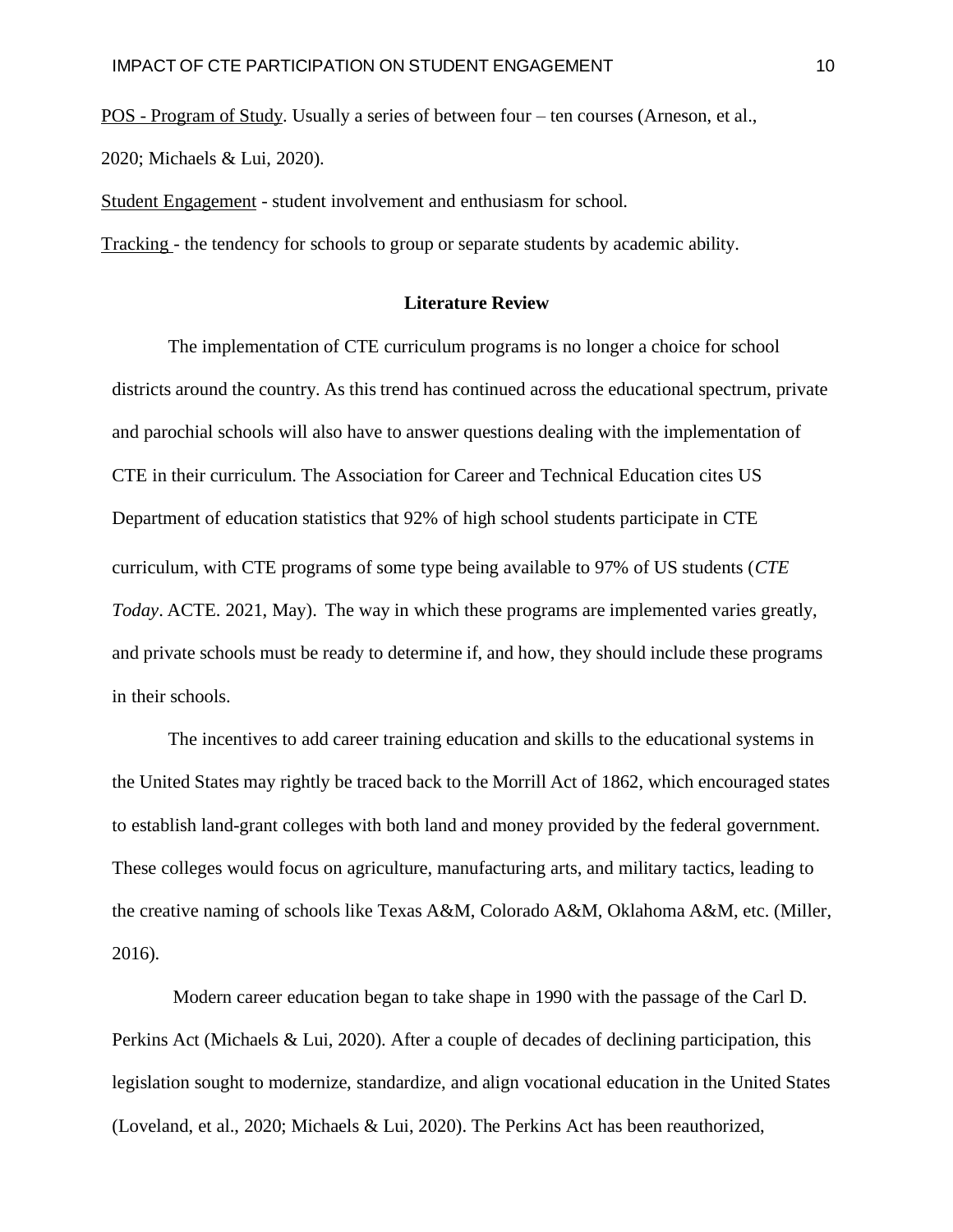<u>POS - Program of Study</u>. Usually a series of between four – ten courses (Arneson, et al., 2020; Michaels & Lui, 2020).

<u>Student Engagement</u> - student involvement and enthusiasm for school.

<u>Tracking</u> - the tendency for schools to group or separate students by academic ability.

## Literature Review

The implementation of CTE curriculum programs is no longer a choice for school districts around the country. As this trend has continued across the educational spectrum, private and parochial schools will also have to answer questions dealing with the implementation of CTE in their curriculum. The Association for Career and Technical Education cites US Department of education statistics that 92% of high school students participate in CTE curriculum, with CTE programs of some type being available to 97% of US students (*CTE Today*. ACTE. 2021, May). The way in which these programs are implemented varies greatly, and private schools must be ready to determine if, and how, they should include these programs in their schools.

The incentives to add career training education and skills to the educational systems in the United States may rightly be traced back to the Morrill Act of 1862, which encouraged states to establish land-grant colleges with both land and money provided by the federal government. These colleges would focus on agriculture, manufacturing arts, and military tactics, leading to the creative naming of schools like Texas A&M, Colorado A&M, Oklahoma A&M, etc. (Miller, 2016).

Modern career education began to take shape in 1990 with the passage of the Carl D. Perkins Act (Michaels & Lui, 2020). After a couple of decades of declining participation, this legislation sought to modernize, standardize, and align vocational education in the United States (Loveland, et al., 2020; Michaels & Lui, 2020). The Perkins Act has been reauthorized,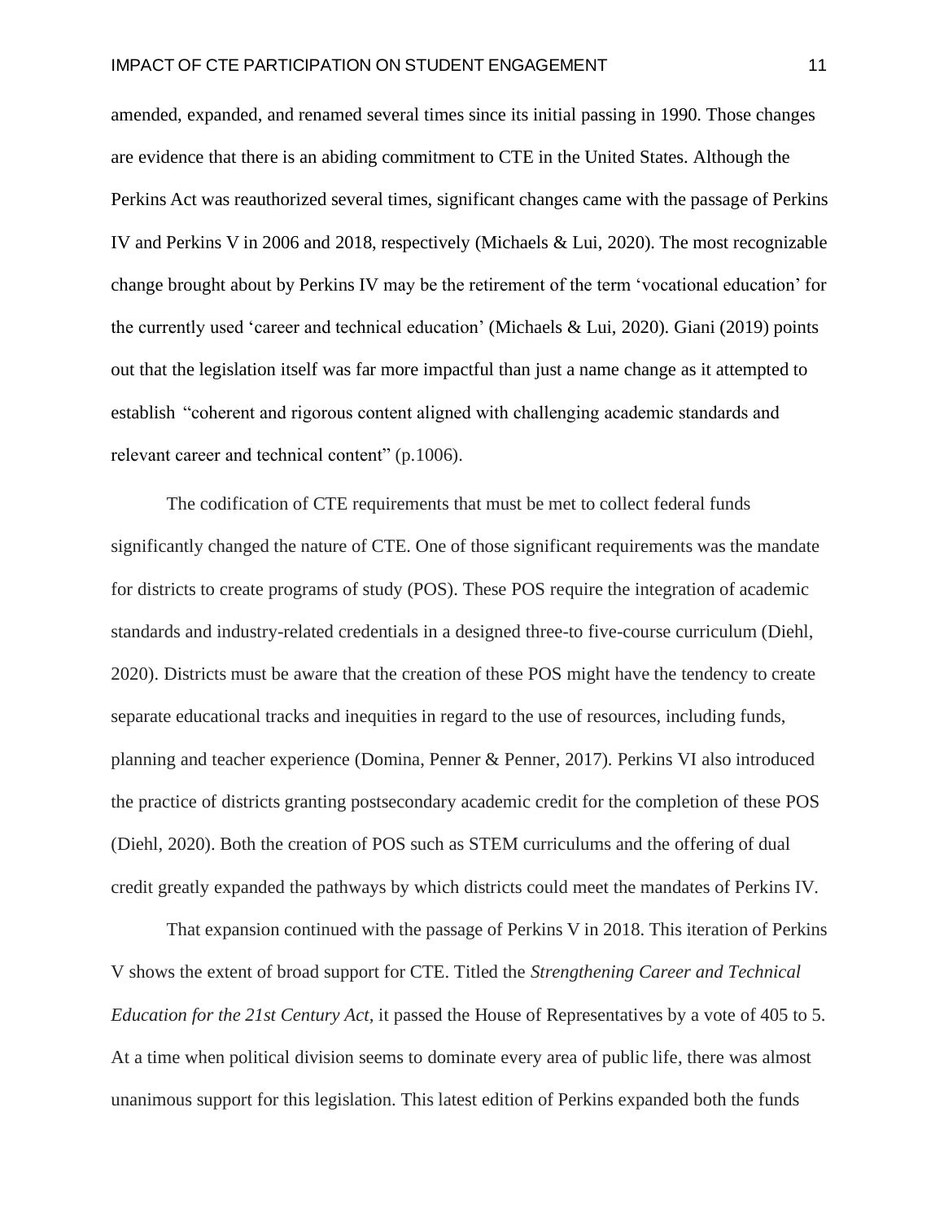amended, expanded, and renamed several times since its initial passing in 1990. Those changes are evidence that there is an abiding commitment to CTE in the United States. Although the Perkins Act was reauthorized several times, significant changes came with the passage of Perkins IV and Perkins V in 2006 and 2018, respectively (Michaels & Lui, 2020). The most recognizable change brought about by Perkins IV may be the retirement of the term 'vocational education' for the currently used 'career and technical education' (Michaels & Lui, 2020). Giani (2019) points out that the legislation itself was far more impactful than just a name change as it attempted to establish "coherent and rigorous content aligned with challenging academic standards and relevant career and technical content" (p.1006).

The codification of CTE requirements that must be met to collect federal funds significantly changed the nature of CTE. One of those significant requirements was the mandate for districts to create programs of study (POS). These POS require the integration of academic standards and industry-related credentials in a designed three-to five-course curriculum (Diehl, 2020). Districts must be aware that the creation of these POS might have the tendency to create separate educational tracks and inequities in regard to the use of resources, including funds, planning and teacher experience (Domina, Penner & Penner, 2017). Perkins VI also introduced the practice of districts granting postsecondary academic credit for the completion of these POS (Diehl, 2020). Both the creation of POS such as STEM curriculums and the offering of dual credit greatly expanded the pathways by which districts could meet the mandates of Perkins IV.

That expansion continued with the passage of Perkins V in 2018. This iteration of Perkins V shows the extent of broad support for CTE. Titled the *Strengthening Career and Technical Education for the 21st Century Act*, it passed the House of Representatives by a vote of 405 to 5. At a time when political division seems to dominate every area of public life, there was almost unanimous support for this legislation. This latest edition of Perkins expanded both the funds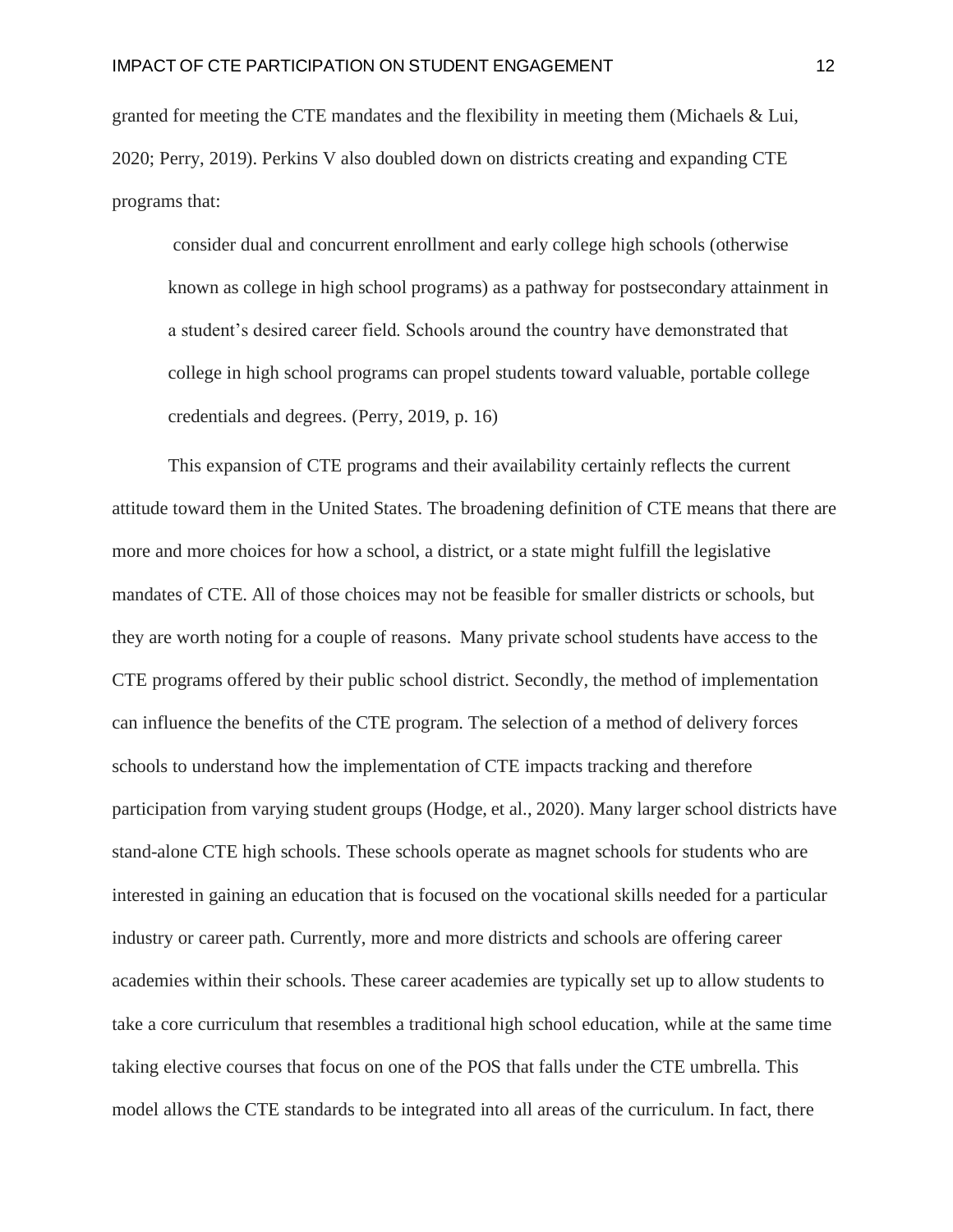granted for meeting the CTE mandates and the flexibility in meeting them (Michaels & Lui, 2020; Perry, 2019). Perkins V also doubled down on districts creating and expanding CTE programs that:

> consider dual and concurrent enrollment and early college high schools (otherwise known as college in high school programs) as a pathway for postsecondary attainment in a student's desired career field. Schools around the country have demonstrated that college in high school programs can propel students toward valuable, portable college credentials and degrees. (Perry, 2019, p. 16)

This expansion of CTE programs and their availability certainly reflects the current attitude toward them in the United States. The broadening definition of CTE means that there are more and more choices for how a school, a district, or a state might fulfill the legislative mandates of CTE. All of those choices may not be feasible for smaller districts or schools, but they are worth noting for a couple of reasons. Many private school students have access to the CTE programs offered by their public school district. Secondly, the method of implementation can influence the benefits of the CTE program. The selection of a method of delivery forces schools to understand how the implementation of CTE impacts tracking and therefore participation from varying student groups (Hodge, et al., 2020). Many larger school districts have stand-alone CTE high schools. These schools operate as magnet schools for students who are interested in gaining an education that is focused on the vocational skills needed for a particular industry or career path. Currently, more and more districts and schools are offering career academies within their schools. These career academies are typically set up to allow students to take a core curriculum that resembles a traditional high school education, while at the same time taking elective courses that focus on one of the POS that falls under the CTE umbrella. This model allows the CTE standards to be integrated into all areas of the curriculum. In fact, there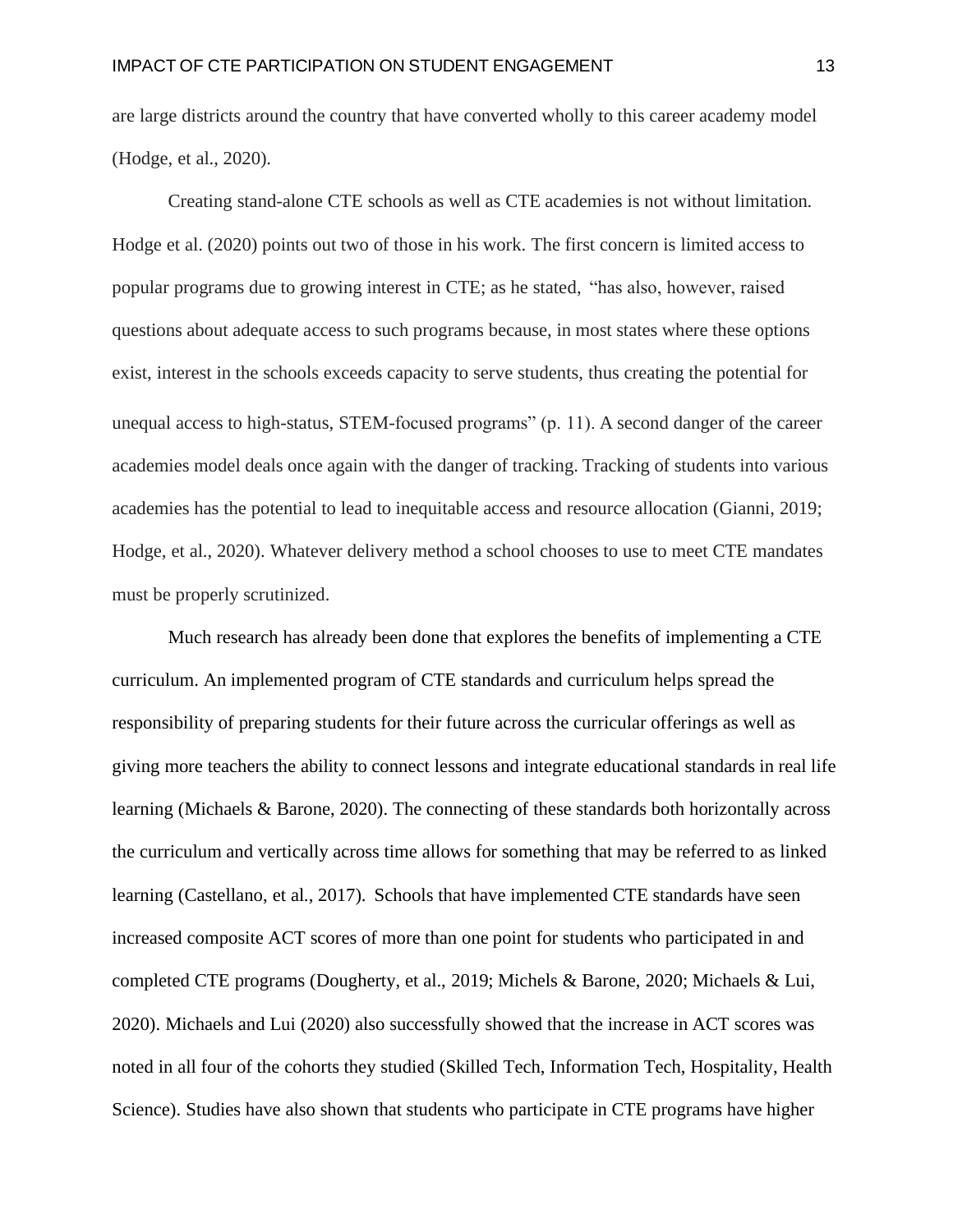are large districts around the country that have converted wholly to this career academy model (Hodge, et al., 2020).

Creating stand-alone CTE schools as well as CTE academies is not without limitation. Hodge et al. (2020) points out two of those in his work. The first concern is limited access to popular programs due to growing interest in CTE; as he stated, "has also, however, raised questions about adequate access to such programs because, in most states where these options exist, interest in the schools exceeds capacity to serve students, thus creating the potential for unequal access to high-status, STEM-focused programs" (p. 11). A second danger of the career academies model deals once again with the danger of tracking. Tracking of students into various academies has the potential to lead to inequitable access and resource allocation (Gianni, 2019; Hodge, et al., 2020). Whatever delivery method a school chooses to use to meet CTE mandates must be properly scrutinized.

Much research has already been done that explores the benefits of implementing a CTE curriculum. An implemented program of CTE standards and curriculum helps spread the responsibility of preparing students for their future across the curricular offerings as well as giving more teachers the ability to connect lessons and integrate educational standards in real life learning (Michaels & Barone, 2020). The connecting of these standards both horizontally across the curriculum and vertically across time allows for something that may be referred to as linked learning (Castellano, et al., 2017). Schools that have implemented CTE standards have seen increased composite ACT scores of more than one point for students who participated in and completed CTE programs (Dougherty, et al., 2019; Michels & Barone, 2020; Michaels & Lui, 2020). Michaels and Lui (2020) also successfully showed that the increase in ACT scores was noted in all four of the cohorts they studied (Skilled Tech, Information Tech, Hospitality, Health Science). Studies have also shown that students who participate in CTE programs have higher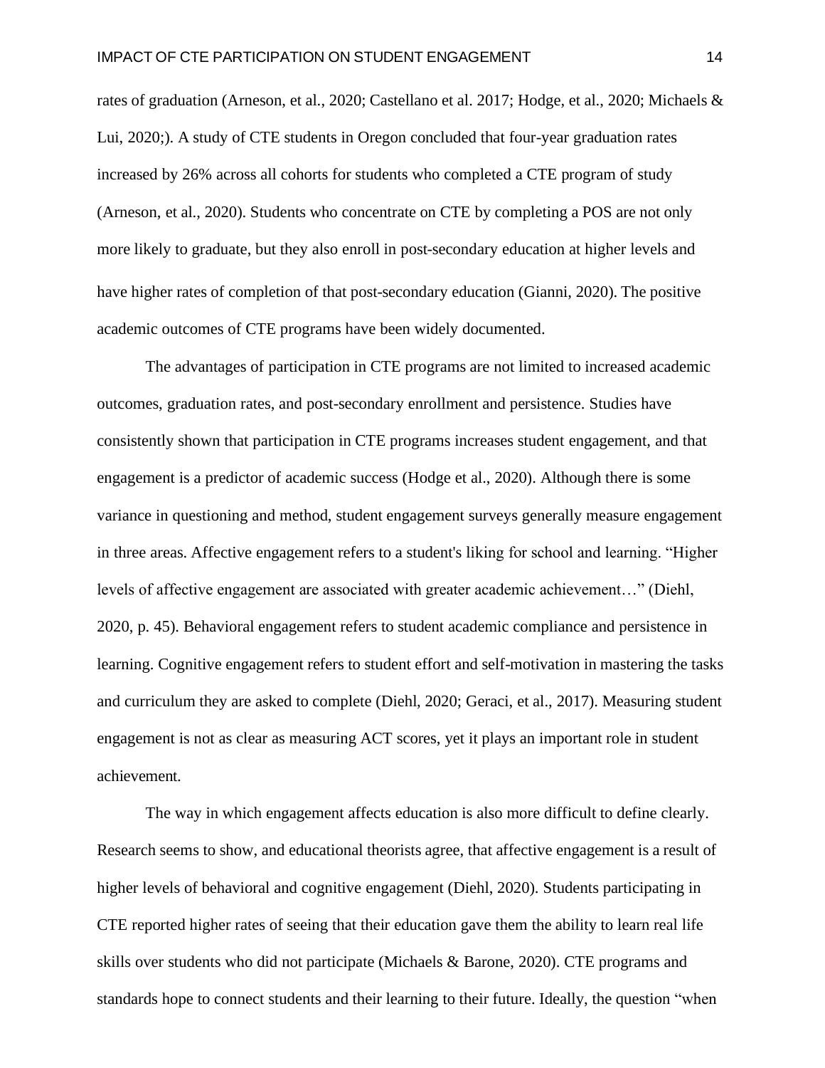rates of graduation (Arneson, et al., 2020; Castellano et al. 2017; Hodge, et al., 2020; Michaels & Lui, 2020;). A study of CTE students in Oregon concluded that four-year graduation rates increased by 26% across all cohorts for students who completed a CTE program of study (Arneson, et al., 2020). Students who concentrate on CTE by completing a POS are not only more likely to graduate, but they also enroll in post-secondary education at higher levels and have higher rates of completion of that post-secondary education (Gianni, 2020). The positive academic outcomes of CTE programs have been widely documented.

The advantages of participation in CTE programs are not limited to increased academic outcomes, graduation rates, and post-secondary enrollment and persistence. Studies have consistently shown that participation in CTE programs increases student engagement, and that engagement is a predictor of academic success (Hodge et al., 2020). Although there is some variance in questioning and method, student engagement surveys generally measure engagement in three areas. Affective engagement refers to a student's liking for school and learning. "Higher levels of affective engagement are associated with greater academic achievement…" (Diehl, 2020, p. 45). Behavioral engagement refers to student academic compliance and persistence in learning. Cognitive engagement refers to student effort and self-motivation in mastering the tasks and curriculum they are asked to complete (Diehl, 2020; Geraci, et al., 2017). Measuring student engagement is not as clear as measuring ACT scores, yet it plays an important role in student achievement.

The way in which engagement affects education is also more difficult to define clearly. Research seems to show, and educational theorists agree, that affective engagement is a result of higher levels of behavioral and cognitive engagement (Diehl, 2020). Students participating in CTE reported higher rates of seeing that their education gave them the ability to learn real life skills over students who did not participate (Michaels & Barone, 2020). CTE programs and standards hope to connect students and their learning to their future. Ideally, the question "when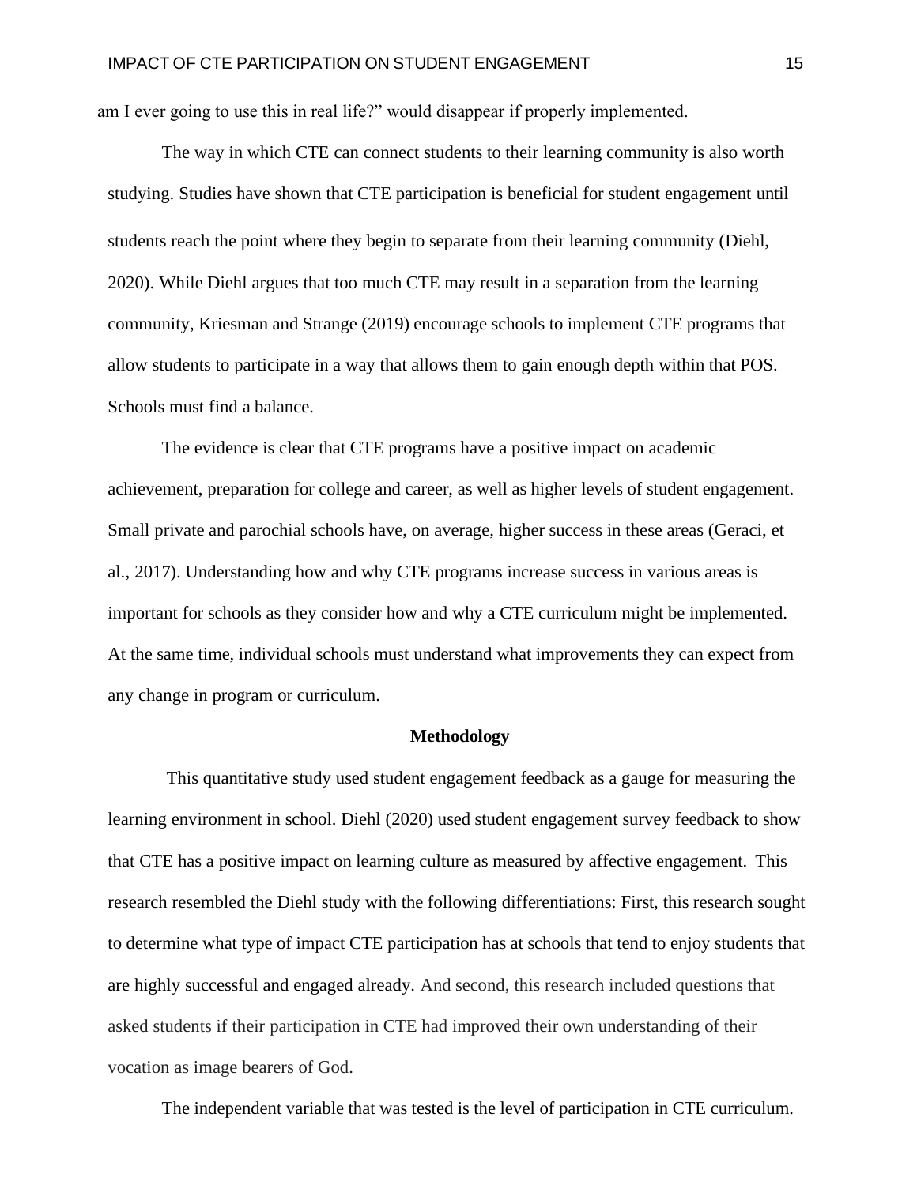am I ever going to use this in real life?" would disappear if properly implemented.

The way in which CTE can connect students to their learning community is also worth studying. Studies have shown that CTE participation is beneficial for student engagement until students reach the point where they begin to separate from their learning community (Diehl, 2020). While Diehl argues that too much CTE may result in a separation from the learning community, Kriesman and Strange (2019) encourage schools to implement CTE programs that allow students to participate in a way that allows them to gain enough depth within that POS. Schools must find a balance.

The evidence is clear that CTE programs have a positive impact on academic achievement, preparation for college and career, as well as higher levels of student engagement. Small private and parochial schools have, on average, higher success in these areas (Geraci, et al., 2017). Understanding how and why CTE programs increase success in various areas is important for schools as they consider how and why a CTE curriculum might be implemented. At the same time, individual schools must understand what improvements they can expect from any change in program or curriculum.

## Methodology

This quantitative study used student engagement feedback as a gauge for measuring the learning environment in school. Diehl (2020) used student engagement survey feedback to show that CTE has a positive impact on learning culture as measured by affective engagement. This research resembled the Diehl study with the following differentiations: First, this research sought to determine what type of impact CTE participation has at schools that tend to enjoy students that are highly successful and engaged already. And second, this research included questions that asked students if their participation in CTE had improved their own understanding of their vocation as image bearers of God.

The independent variable that was tested is the level of participation in CTE curriculum.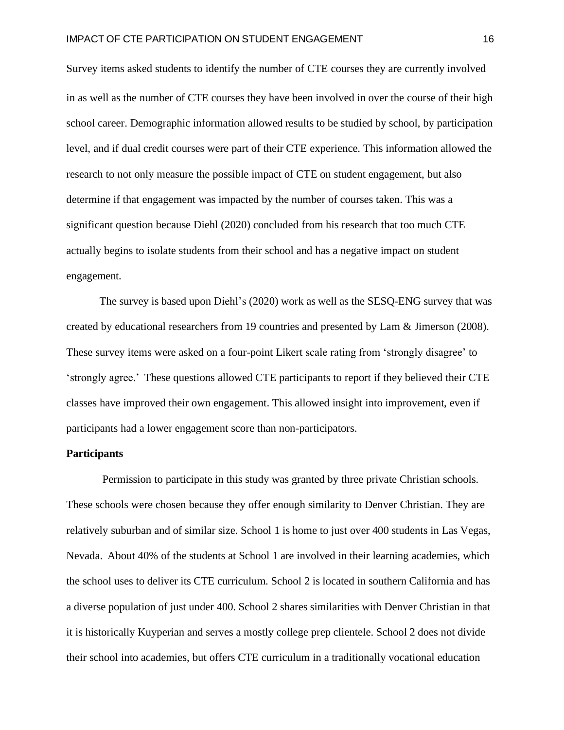Survey items asked students to identify the number of CTE courses they are currently involved in as well as the number of CTE courses they have been involved in over the course of their high school career. Demographic information allowed results to be studied by school, by participation level, and if dual credit courses were part of their CTE experience. This information allowed the research to not only measure the possible impact of CTE on student engagement, but also determine if that engagement was impacted by the number of courses taken. This was a significant question because Diehl (2020) concluded from his research that too much CTE actually begins to isolate students from their school and has a negative impact on student engagement.

The survey is based upon Diehl's (2020) work as well as the SESQ-ENG survey that was created by educational researchers from 19 countries and presented by Lam & Jimerson (2008). These survey items were asked on a four-point Likert scale rating from 'strongly disagree' to 'strongly agree.' These questions allowed CTE participants to report if they believed their CTE classes have improved their own engagement. This allowed insight into improvement, even if participants had a lower engagement score than non-participators.

**Participants**

Permission to participate in this study was granted by three private Christian schools. These schools were chosen because they offer enough similarity to Denver Christian. They are relatively suburban and of similar size. School 1 is home to just over 400 students in Las Vegas, Nevada. About 40% of the students at School 1 are involved in their learning academies, which the school uses to deliver its CTE curriculum. School 2 is located in southern California and has a diverse population of just under 400. School 2 shares similarities with Denver Christian in that it is historically Kuyperian and serves a mostly college prep clientele. School 2 does not divide their school into academies, but offers CTE curriculum in a traditionally vocational education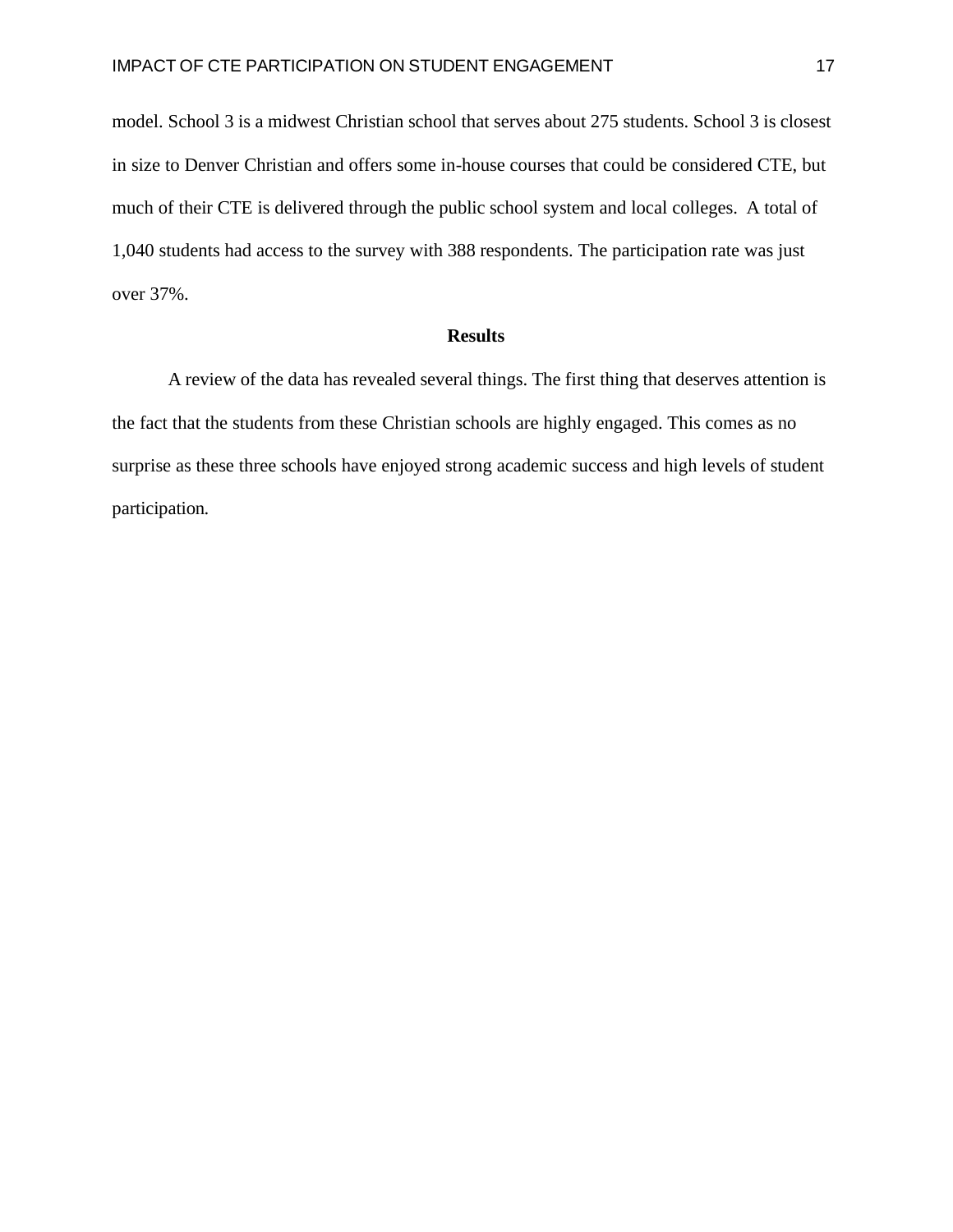model. School 3 is a midwest Christian school that serves about 275 students. School 3 is closest in size to Denver Christian and offers some in-house courses that could be considered CTE, but much of their CTE is delivered through the public school system and local colleges. A total of 1,040 students had access to the survey with 388 respondents. The participation rate was just over 37%.

## Results

A review of the data has revealed several things. The first thing that deserves attention is the fact that the students from these Christian schools are highly engaged. This comes as no surprise as these three schools have enjoyed strong academic success and high levels of student participation.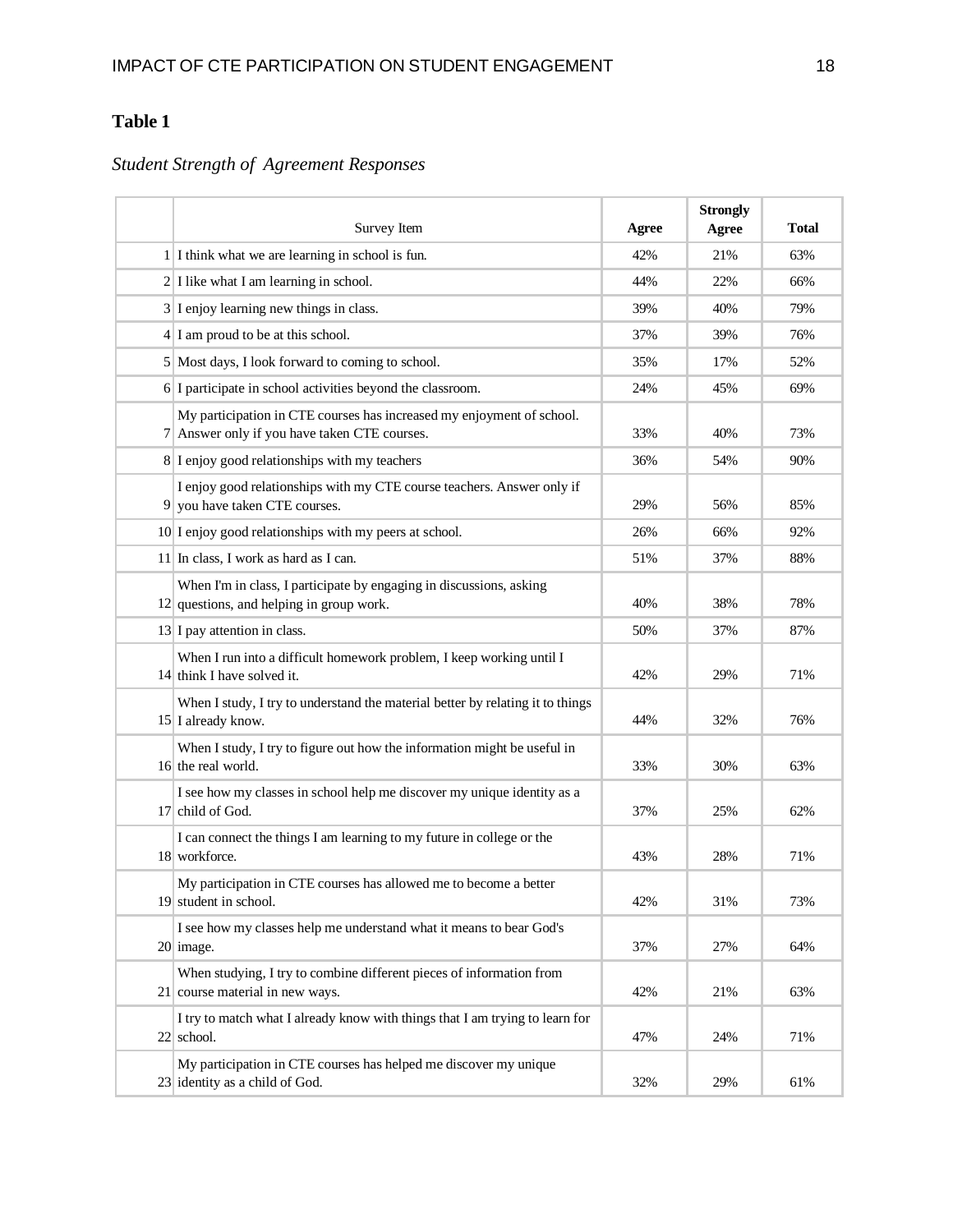**Table 1**

*Student Strength of Agreement Responses*

| | Survey Item | Agree | Strongly Agree | Total |
|---|---|---|---|---|
| 1 | I think what we are learning in school is fun. | 42% | 21% | 63% |
| 2 | I like what I am learning in school. | 44% | 22% | 66% |
| 3 | I enjoy learning new things in class. | 39% | 40% | 79% |
| 4 | I am proud to be at this school. | 37% | 39% | 76% |
| 5 | Most days, I look forward to coming to school. | 35% | 17% | 52% |
| 6 | I participate in school activities beyond the classroom. | 24% | 45% | 69% |
| 7 | My participation in CTE courses has increased my enjoyment of school. Answer only if you have taken CTE courses. | 33% | 40% | 73% |
| 8 | I enjoy good relationships with my teachers | 36% | 54% | 90% |
| 9 | I enjoy good relationships with my CTE course teachers. Answer only if you have taken CTE courses. | 29% | 56% | 85% |
| 10 | I enjoy good relationships with my peers at school. | 26% | 66% | 92% |
| 11 | In class, I work as hard as I can. | 51% | 37% | 88% |
| 12 | When I'm in class, I participate by engaging in discussions, asking questions, and helping in group work. | 40% | 38% | 78% |
| 13 | I pay attention in class. | 50% | 37% | 87% |
| 14 | When I run into a difficult homework problem, I keep working until I think I have solved it. | 42% | 29% | 71% |
| 15 | When I study, I try to understand the material better by relating it to things I already know. | 44% | 32% | 76% |
| 16 | When I study, I try to figure out how the information might be useful in the real world. | 33% | 30% | 63% |
| 17 | I see how my classes in school help me discover my unique identity as a child of God. | 37% | 25% | 62% |
| 18 | I can connect the things I am learning to my future in college or the workforce. | 43% | 28% | 71% |
| 19 | My participation in CTE courses has allowed me to become a better student in school. | 42% | 31% | 73% |
| 20 | I see how my classes help me understand what it means to bear God's image. | 37% | 27% | 64% |
| 21 | When studying, I try to combine different pieces of information from course material in new ways. | 42% | 21% | 63% |
| 22 | I try to match what I already know with things that I am trying to learn for school. | 47% | 24% | 71% |
| 23 | My participation in CTE courses has helped me discover my unique identity as a child of God. | 32% | 29% | 61% |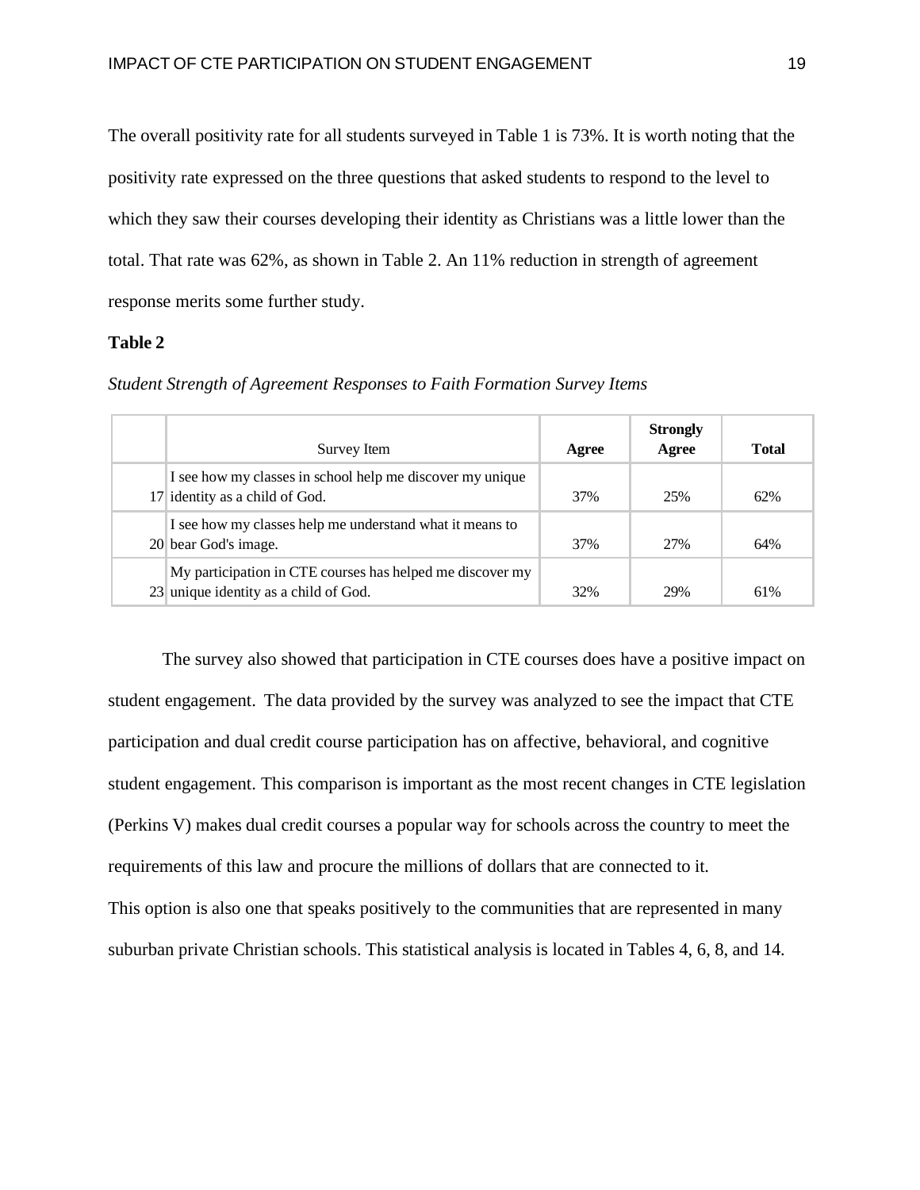The overall positivity rate for all students surveyed in Table 1 is 73%. It is worth noting that the positivity rate expressed on the three questions that asked students to respond to the level to which they saw their courses developing their identity as Christians was a little lower than the total. That rate was 62%, as shown in Table 2. An 11% reduction in strength of agreement response merits some further study.

**Table 2**

*Student Strength of Agreement Responses to Faith Formation Survey Items*

| | Survey Item | Agree | Strongly Agree | Total |
|---|---|---|---|---|
| 17 | I see how my classes in school help me discover my unique identity as a child of God. | 37% | 25% | 62% |
| 20 | I see how my classes help me understand what it means to bear God's image. | 37% | 27% | 64% |
| 23 | My participation in CTE courses has helped me discover my unique identity as a child of God. | 32% | 29% | 61% |

The survey also showed that participation in CTE courses does have a positive impact on student engagement. The data provided by the survey was analyzed to see the impact that CTE participation and dual credit course participation has on affective, behavioral, and cognitive student engagement. This comparison is important as the most recent changes in CTE legislation (Perkins V) makes dual credit courses a popular way for schools across the country to meet the requirements of this law and procure the millions of dollars that are connected to it.
This option is also one that speaks positively to the communities that are represented in many suburban private Christian schools. This statistical analysis is located in Tables 4, 6, 8, and 14.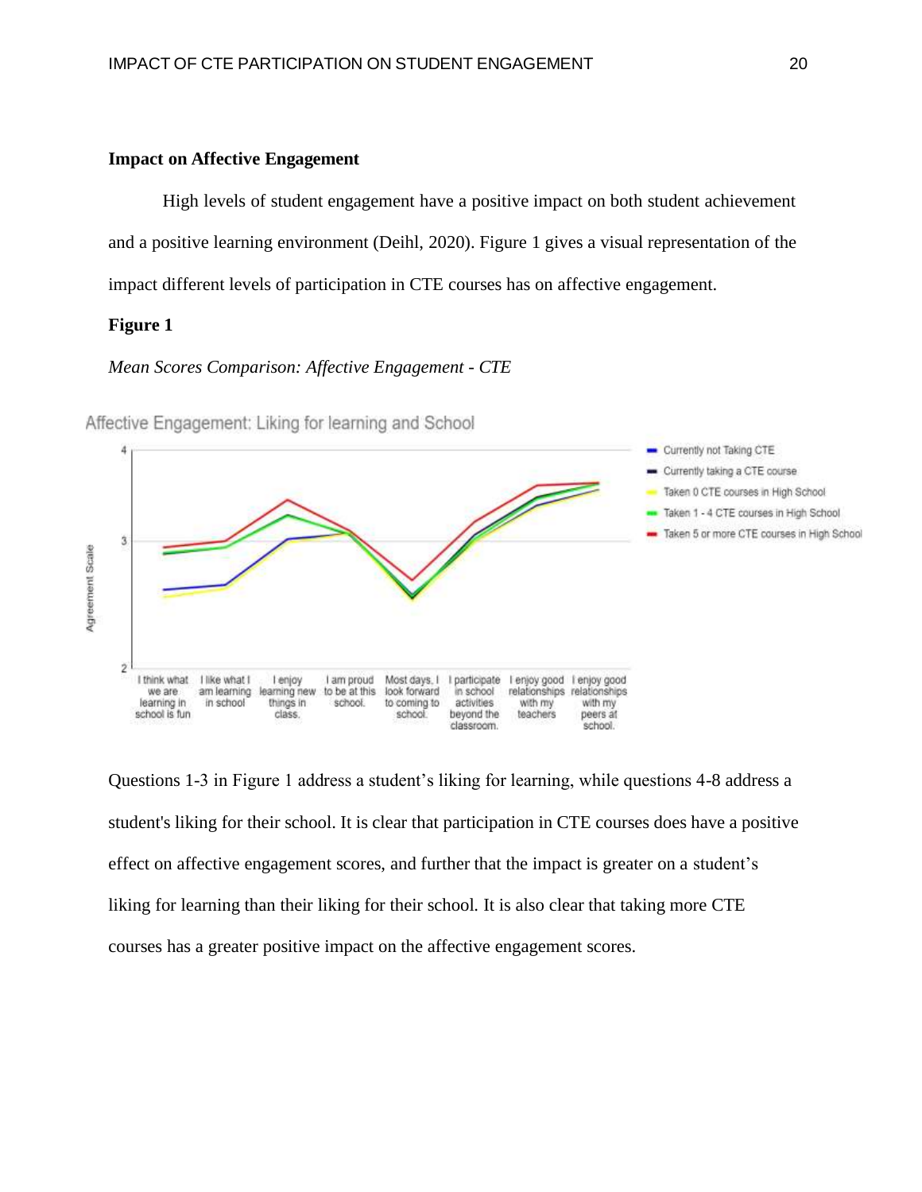**Impact on Affective Engagement**

High levels of student engagement have a positive impact on both student achievement and a positive learning environment (Deihl, 2020). Figure 1 gives a visual representation of the impact different levels of participation in CTE courses has on affective engagement.

**Figure 1**

*Mean Scores Comparison: Affective Engagement - CTE*

Questions 1-3 in Figure 1 address a student's liking for learning, while questions 4-8 address a student's liking for their school. It is clear that participation in CTE courses does have a positive effect on affective engagement scores, and further that the impact is greater on a student's liking for learning than their liking for their school. It is also clear that taking more CTE courses has a greater positive impact on the affective engagement scores.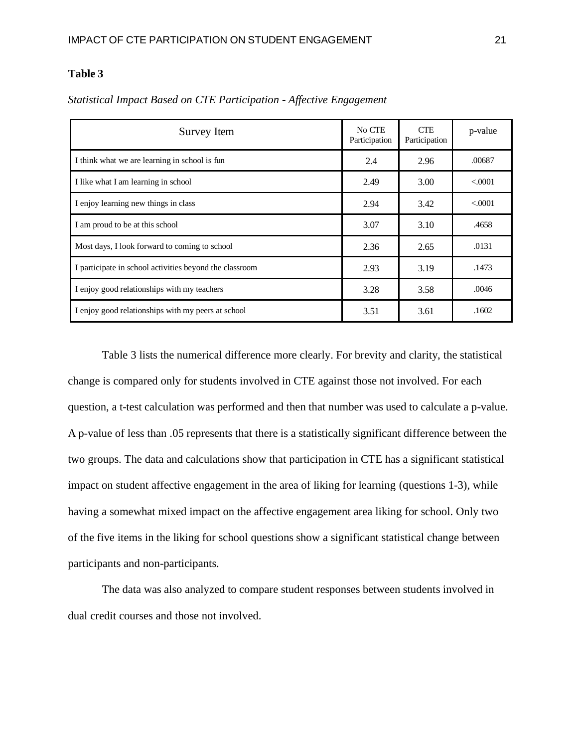**Table 3**

*Statistical Impact Based on CTE Participation - Affective Engagement*

| Survey Item | No CTE Participation | CTE Participation | p-value |
|---|---|---|---|
| I think what we are learning in school is fun | 2.4 | 2.96 | .00687 |
| I like what I am learning in school | 2.49 | 3.00 | <.0001 |
| I enjoy learning new things in class | 2.94 | 3.42 | <.0001 |
| I am proud to be at this school | 3.07 | 3.10 | .4658 |
| Most days, I look forward to coming to school | 2.36 | 2.65 | .0131 |
| I participate in school activities beyond the classroom | 2.93 | 3.19 | .1473 |
| I enjoy good relationships with my teachers | 3.28 | 3.58 | .0046 |
| I enjoy good relationships with my peers at school | 3.51 | 3.61 | .1602 |

Table 3 lists the numerical difference more clearly. For brevity and clarity, the statistical change is compared only for students involved in CTE against those not involved. For each question, a t-test calculation was performed and then that number was used to calculate a p-value. A p-value of less than .05 represents that there is a statistically significant difference between the two groups. The data and calculations show that participation in CTE has a significant statistical impact on student affective engagement in the area of liking for learning (questions 1-3), while having a somewhat mixed impact on the affective engagement area liking for school. Only two of the five items in the liking for school questions show a significant statistical change between participants and non-participants.

The data was also analyzed to compare student responses between students involved in dual credit courses and those not involved.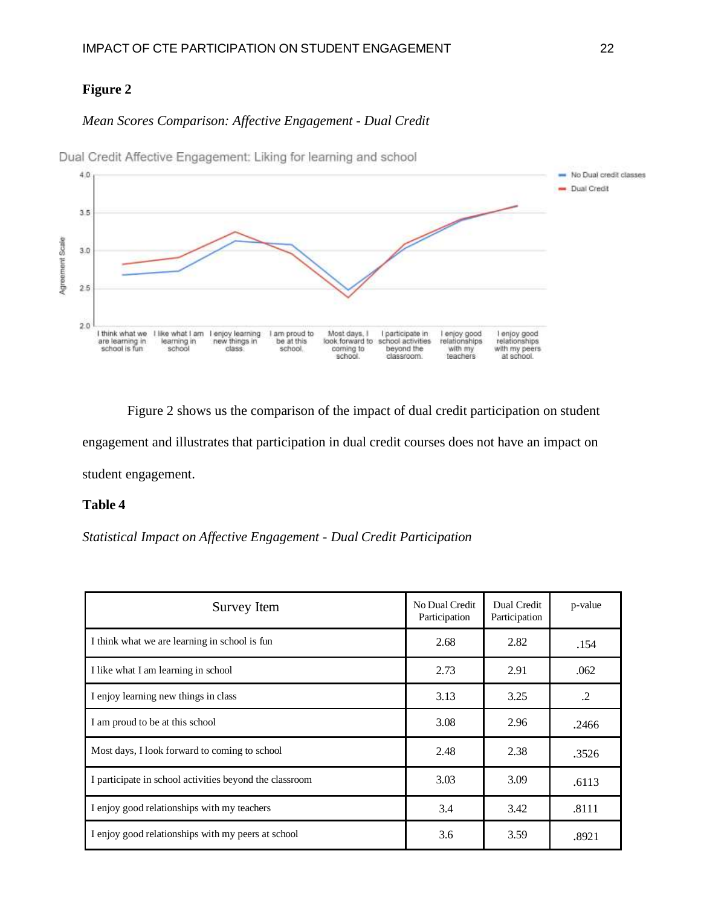**Figure 2**

*Mean Scores Comparison: Affective Engagement - Dual Credit*

Figure 2 shows us the comparison of the impact of dual credit participation on student engagement and illustrates that participation in dual credit courses does not have an impact on student engagement.

**Table 4**

*Statistical Impact on Affective Engagement - Dual Credit Participation*

| Survey Item | No Dual Credit Participation | Dual Credit Participation | p-value |
|---|---|---|---|
| I think what we are learning in school is fun | 2.68 | 2.82 | .154 |
| I like what I am learning in school | 2.73 | 2.91 | .062 |
| I enjoy learning new things in class | 3.13 | 3.25 | .2 |
| I am proud to be at this school | 3.08 | 2.96 | .2466 |
| Most days, I look forward to coming to school | 2.48 | 2.38 | .3526 |
| I participate in school activities beyond the classroom | 3.03 | 3.09 | .6113 |
| I enjoy good relationships with my teachers | 3.4 | 3.42 | .8111 |
| I enjoy good relationships with my peers at school | 3.6 | 3.59 | .8921 |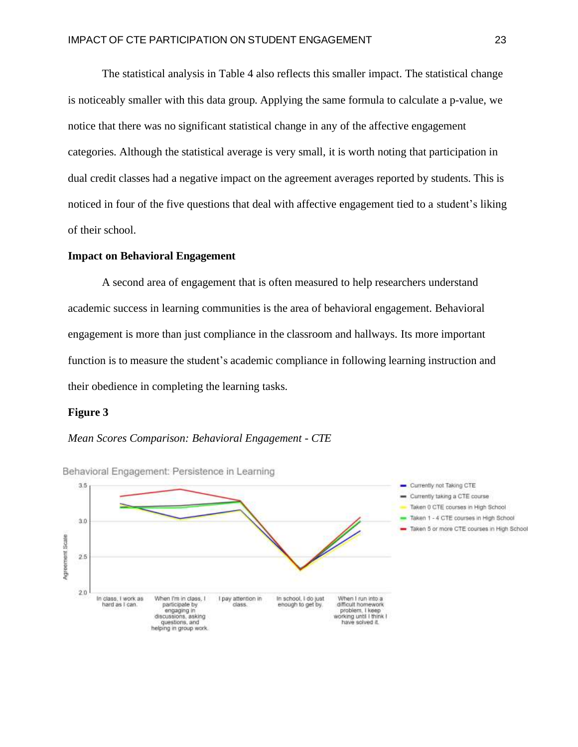The statistical analysis in Table 4 also reflects this smaller impact. The statistical change is noticeably smaller with this data group. Applying the same formula to calculate a p-value, we notice that there was no significant statistical change in any of the affective engagement categories. Although the statistical average is very small, it is worth noting that participation in dual credit classes had a negative impact on the agreement averages reported by students. This is noticed in four of the five questions that deal with affective engagement tied to a student's liking of their school.

### Impact on Behavioral Engagement

A second area of engagement that is often measured to help researchers understand academic success in learning communities is the area of behavioral engagement. Behavioral engagement is more than just compliance in the classroom and hallways. Its more important function is to measure the student's academic compliance in following learning instruction and their obedience in completing the learning tasks.

**Figure 3**

*Mean Scores Comparison: Behavioral Engagement - CTE*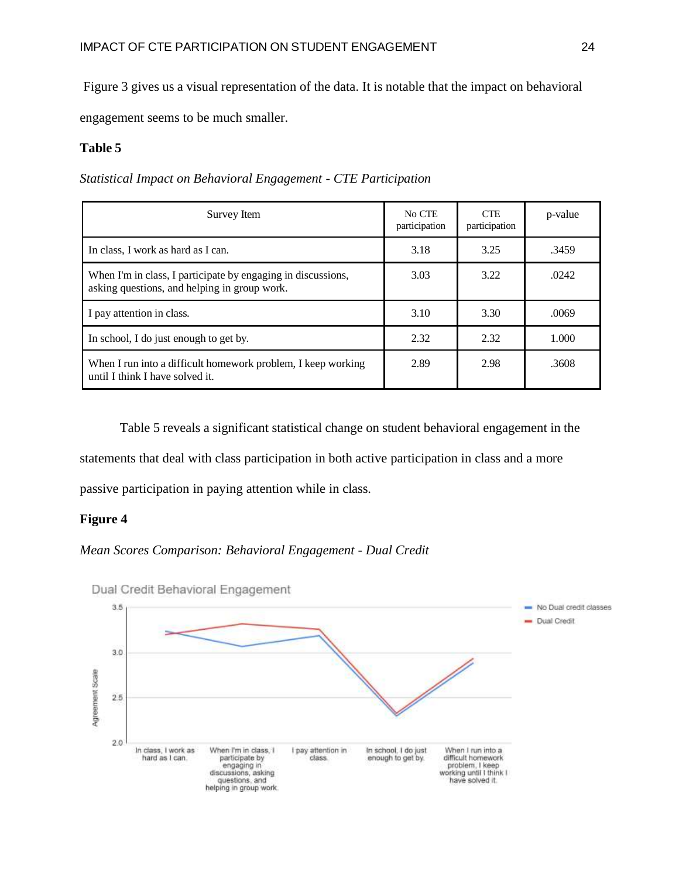Figure 3 gives us a visual representation of the data. It is notable that the impact on behavioral engagement seems to be much smaller.

**Table 5**

*Statistical Impact on Behavioral Engagement - CTE Participation*

| Survey Item | No CTE participation | CTE participation | p-value |
|---|---|---|---|
| In class, I work as hard as I can. | 3.18 | 3.25 | .3459 |
| When I'm in class, I participate by engaging in discussions, asking questions, and helping in group work. | 3.03 | 3.22 | .0242 |
| I pay attention in class. | 3.10 | 3.30 | .0069 |
| In school, I do just enough to get by. | 2.32 | 2.32 | 1.000 |
| When I run into a difficult homework problem, I keep working until I think I have solved it. | 2.89 | 2.98 | .3608 |

Table 5 reveals a significant statistical change on student behavioral engagement in the statements that deal with class participation in both active participation in class and a more passive participation in paying attention while in class.

**Figure 4**

*Mean Scores Comparison: Behavioral Engagement - Dual Credit*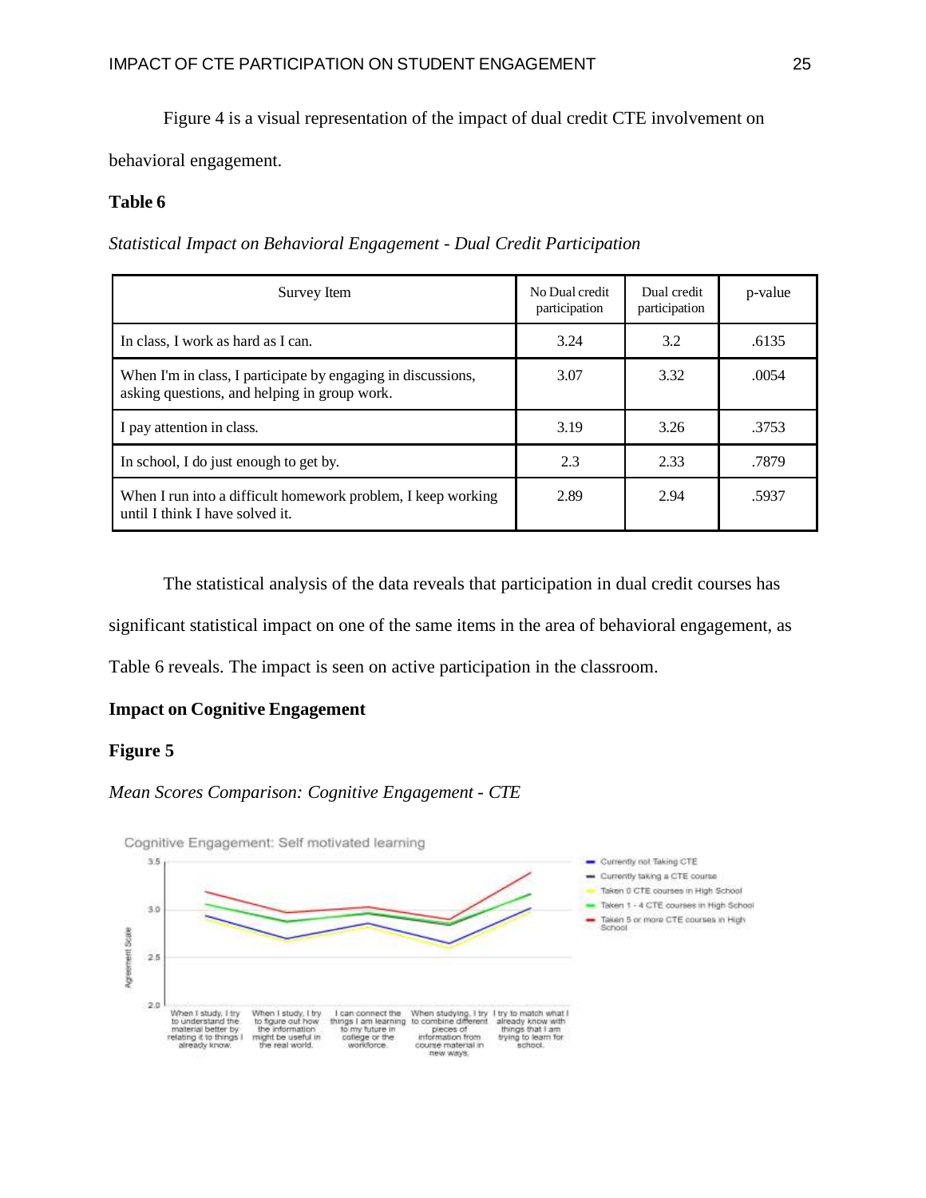Figure 4 is a visual representation of the impact of dual credit CTE involvement on behavioral engagement.

**Table 6**

*Statistical Impact on Behavioral Engagement - Dual Credit Participation*

| Survey Item | No Dual credit participation | Dual credit participation | p-value |
|---|---|---|---|
| In class, I work as hard as I can. | 3.24 | 3.2 | .6135 |
| When I'm in class, I participate by engaging in discussions, asking questions, and helping in group work. | 3.07 | 3.32 | .0054 |
| I pay attention in class. | 3.19 | 3.26 | .3753 |
| In school, I do just enough to get by. | 2.3 | 2.33 | .7879 |
| When I run into a difficult homework problem, I keep working until I think I have solved it. | 2.89 | 2.94 | .5937 |

The statistical analysis of the data reveals that participation in dual credit courses has significant statistical impact on one of the same items in the area of behavioral engagement, as Table 6 reveals. The impact is seen on active participation in the classroom.

**Impact on Cognitive Engagement**

**Figure 5**

*Mean Scores Comparison: Cognitive Engagement - CTE*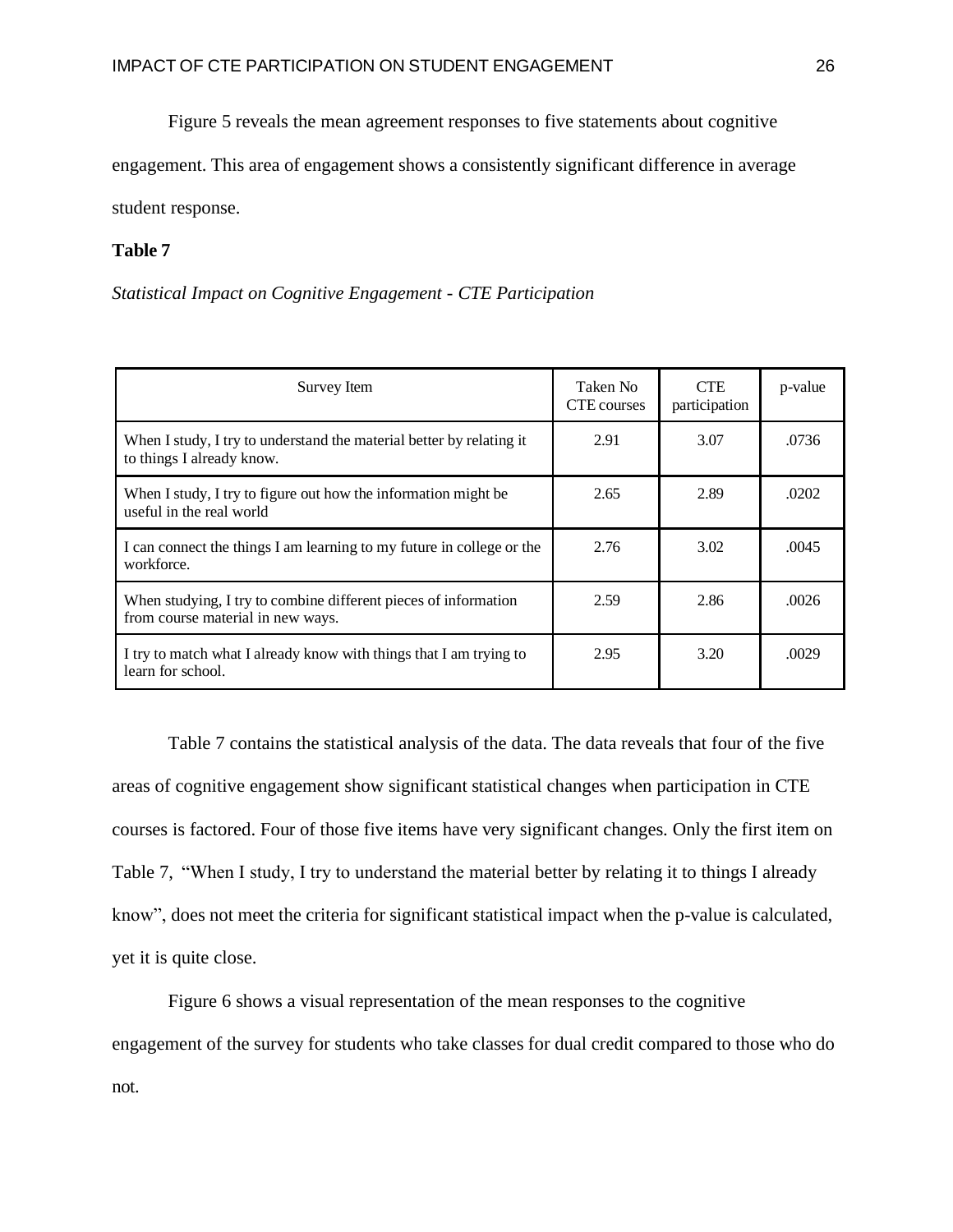Figure 5 reveals the mean agreement responses to five statements about cognitive engagement. This area of engagement shows a consistently significant difference in average student response.

**Table 7**

*Statistical Impact on Cognitive Engagement - CTE Participation*

| Survey Item | Taken No CTE courses | CTE participation | p-value |
|---|---|---|---|
| When I study, I try to understand the material better by relating it to things I already know. | 2.91 | 3.07 | .0736 |
| When I study, I try to figure out how the information might be useful in the real world | 2.65 | 2.89 | .0202 |
| I can connect the things I am learning to my future in college or the workforce. | 2.76 | 3.02 | .0045 |
| When studying, I try to combine different pieces of information from course material in new ways. | 2.59 | 2.86 | .0026 |
| I try to match what I already know with things that I am trying to learn for school. | 2.95 | 3.20 | .0029 |

Table 7 contains the statistical analysis of the data. The data reveals that four of the five areas of cognitive engagement show significant statistical changes when participation in CTE courses is factored. Four of those five items have very significant changes. Only the first item on Table 7, "When I study, I try to understand the material better by relating it to things I already know", does not meet the criteria for significant statistical impact when the p-value is calculated, yet it is quite close.

Figure 6 shows a visual representation of the mean responses to the cognitive engagement of the survey for students who take classes for dual credit compared to those who do not.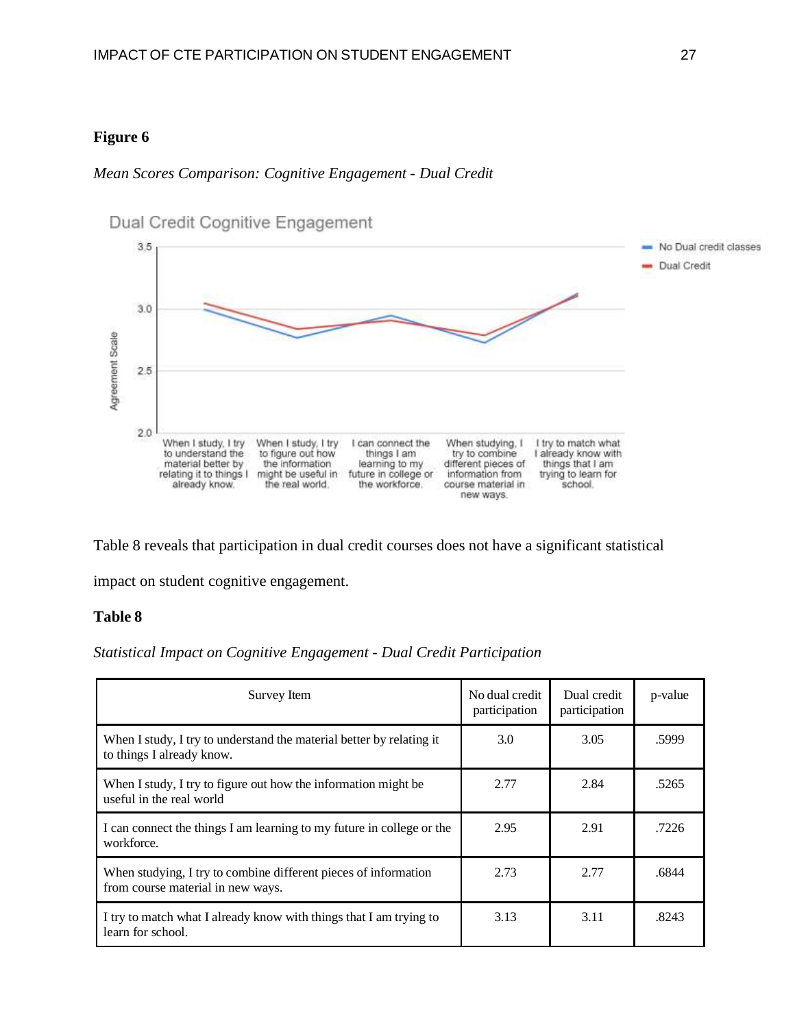**Figure 6**

*Mean Scores Comparison: Cognitive Engagement - Dual Credit*

Table 8 reveals that participation in dual credit courses does not have a significant statistical impact on student cognitive engagement.

**Table 8**

*Statistical Impact on Cognitive Engagement - Dual Credit Participation*

| Survey Item | No dual credit participation | Dual credit participation | p-value |
|---|---|---|---|
| When I study, I try to understand the material better by relating it to things I already know. | 3.0 | 3.05 | .5999 |
| When I study, I try to figure out how the information might be useful in the real world | 2.77 | 2.84 | .5265 |
| I can connect the things I am learning to my future in college or the workforce. | 2.95 | 2.91 | .7226 |
| When studying, I try to combine different pieces of information from course material in new ways. | 2.73 | 2.77 | .6844 |
| I try to match what I already know with things that I am trying to learn for school. | 3.13 | 3.11 | .8243 |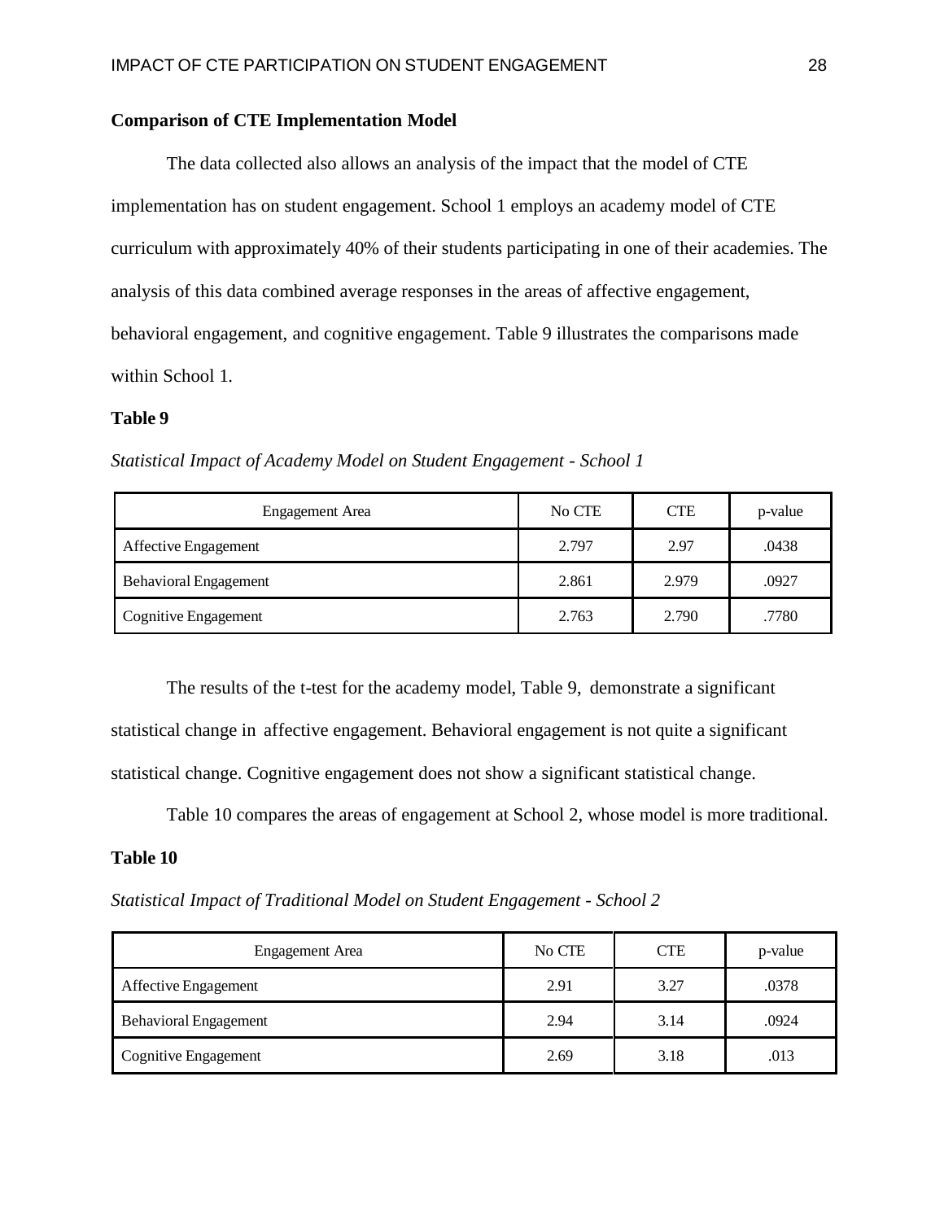**Comparison of CTE Implementation Model**

The data collected also allows an analysis of the impact that the model of CTE implementation has on student engagement. School 1 employs an academy model of CTE curriculum with approximately 40% of their students participating in one of their academies. The analysis of this data combined average responses in the areas of affective engagement, behavioral engagement, and cognitive engagement. Table 9 illustrates the comparisons made within School 1.

**Table 9**

*Statistical Impact of Academy Model on Student Engagement - School 1*

| Engagement Area | No CTE | CTE | p-value |
| --- | --- | --- | --- |
| Affective Engagement | 2.797 | 2.97 | .0438 |
| Behavioral Engagement | 2.861 | 2.979 | .0927 |
| Cognitive Engagement | 2.763 | 2.790 | .7780 |

The results of the t-test for the academy model, Table 9, demonstrate a significant statistical change in affective engagement. Behavioral engagement is not quite a significant statistical change. Cognitive engagement does not show a significant statistical change.

Table 10 compares the areas of engagement at School 2, whose model is more traditional.

**Table 10**

*Statistical Impact of Traditional Model on Student Engagement - School 2*

| Engagement Area | No CTE | CTE | p-value |
| --- | --- | --- | --- |
| Affective Engagement | 2.91 | 3.27 | .0378 |
| Behavioral Engagement | 2.94 | 3.14 | .0924 |
| Cognitive Engagement | 2.69 | 3.18 | .013 |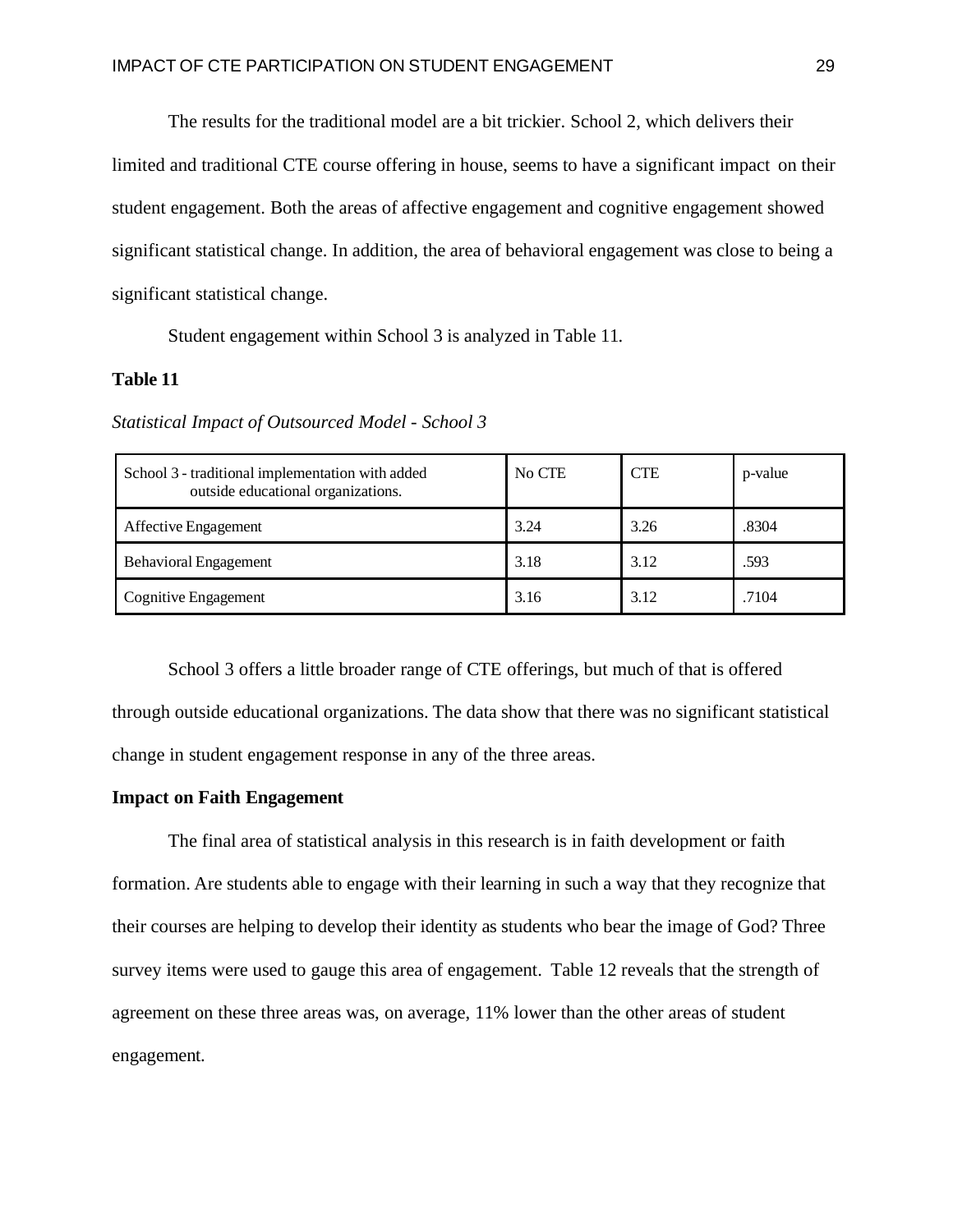The results for the traditional model are a bit trickier. School 2, which delivers their limited and traditional CTE course offering in house, seems to have a significant impact on their student engagement. Both the areas of affective engagement and cognitive engagement showed significant statistical change. In addition, the area of behavioral engagement was close to being a significant statistical change.

Student engagement within School 3 is analyzed in Table 11.

**Table 11**

*Statistical Impact of Outsourced Model - School 3*

| School 3 - traditional implementation with added outside educational organizations. | No CTE | CTE | p-value |
|---|---|---|---|
| Affective Engagement | 3.24 | 3.26 | .8304 |
| Behavioral Engagement | 3.18 | 3.12 | .593 |
| Cognitive Engagement | 3.16 | 3.12 | .7104 |

School 3 offers a little broader range of CTE offerings, but much of that is offered through outside educational organizations. The data show that there was no significant statistical change in student engagement response in any of the three areas.

**Impact on Faith Engagement**

The final area of statistical analysis in this research is in faith development or faith formation. Are students able to engage with their learning in such a way that they recognize that their courses are helping to develop their identity as students who bear the image of God? Three survey items were used to gauge this area of engagement. Table 12 reveals that the strength of agreement on these three areas was, on average, 11% lower than the other areas of student engagement.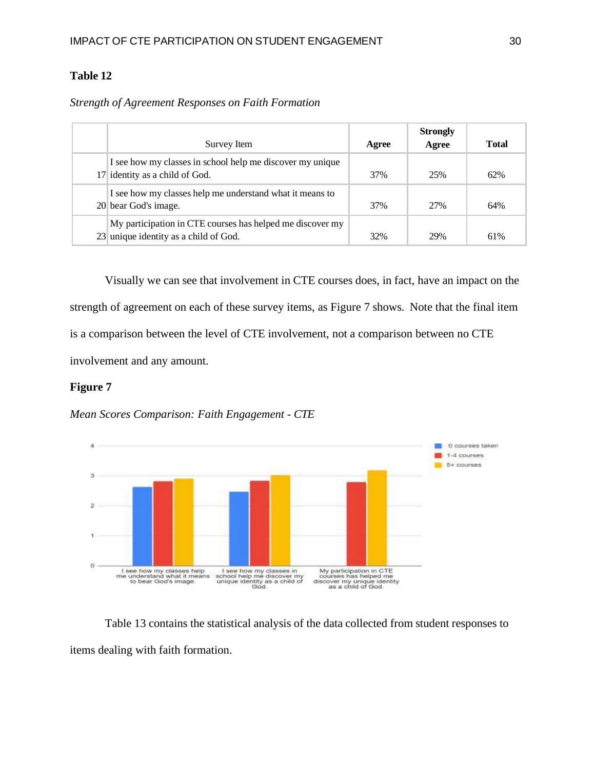**Table 12**

*Strength of Agreement Responses on Faith Formation*

| | Survey Item | Agree | Strongly Agree | Total |
|---|---|---|---|---|
| 17 | I see how my classes in school help me discover my unique identity as a child of God. | 37% | 25% | 62% |
| 20 | I see how my classes help me understand what it means to bear God's image. | 37% | 27% | 64% |
| 23 | My participation in CTE courses has helped me discover my unique identity as a child of God. | 32% | 29% | 61% |

Visually we can see that involvement in CTE courses does, in fact, have an impact on the strength of agreement on each of these survey items, as Figure 7 shows. Note that the final item is a comparison between the level of CTE involvement, not a comparison between no CTE involvement and any amount.

**Figure 7**

*Mean Scores Comparison: Faith Engagement - CTE*

Table 13 contains the statistical analysis of the data collected from student responses to items dealing with faith formation.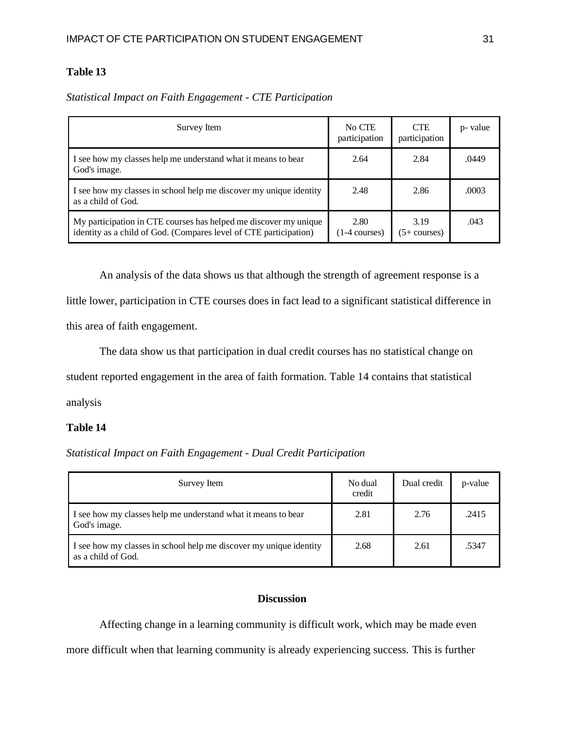**Table 13**

*Statistical Impact on Faith Engagement - CTE Participation*

| Survey Item | No CTE participation | CTE participation | p- value |
|---|---|---|---|
| I see how my classes help me understand what it means to bear God's image. | 2.64 | 2.84 | .0449 |
| I see how my classes in school help me discover my unique identity as a child of God. | 2.48 | 2.86 | .0003 |
| My participation in CTE courses has helped me discover my unique identity as a child of God. (Compares level of CTE participation) | 2.80 (1-4 courses) | 3.19 (5+ courses) | .043 |

An analysis of the data shows us that although the strength of agreement response is a little lower, participation in CTE courses does in fact lead to a significant statistical difference in this area of faith engagement.

The data show us that participation in dual credit courses has no statistical change on student reported engagement in the area of faith formation. Table 14 contains that statistical analysis

**Table 14**

*Statistical Impact on Faith Engagement - Dual Credit Participation*

| Survey Item | No dual credit | Dual credit | p-value |
|---|---|---|---|
| I see how my classes help me understand what it means to bear God's image. | 2.81 | 2.76 | .2415 |
| I see how my classes in school help me discover my unique identity as a child of God. | 2.68 | 2.61 | .5347 |

## Discussion

Affecting change in a learning community is difficult work, which may be made even more difficult when that learning community is already experiencing success. This is further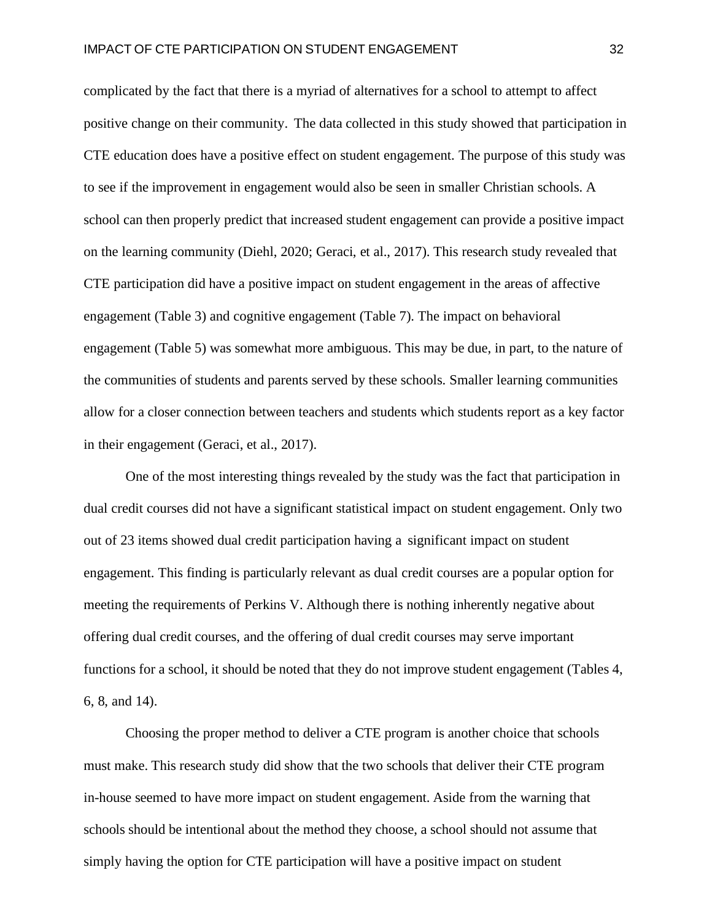complicated by the fact that there is a myriad of alternatives for a school to attempt to affect positive change on their community. The data collected in this study showed that participation in CTE education does have a positive effect on student engagement. The purpose of this study was to see if the improvement in engagement would also be seen in smaller Christian schools. A school can then properly predict that increased student engagement can provide a positive impact on the learning community (Diehl, 2020; Geraci, et al., 2017). This research study revealed that CTE participation did have a positive impact on student engagement in the areas of affective engagement (Table 3) and cognitive engagement (Table 7). The impact on behavioral engagement (Table 5) was somewhat more ambiguous. This may be due, in part, to the nature of the communities of students and parents served by these schools. Smaller learning communities allow for a closer connection between teachers and students which students report as a key factor in their engagement (Geraci, et al., 2017).

One of the most interesting things revealed by the study was the fact that participation in dual credit courses did not have a significant statistical impact on student engagement. Only two out of 23 items showed dual credit participation having a significant impact on student engagement. This finding is particularly relevant as dual credit courses are a popular option for meeting the requirements of Perkins V. Although there is nothing inherently negative about offering dual credit courses, and the offering of dual credit courses may serve important functions for a school, it should be noted that they do not improve student engagement (Tables 4, 6, 8, and 14).

Choosing the proper method to deliver a CTE program is another choice that schools must make. This research study did show that the two schools that deliver their CTE program in-house seemed to have more impact on student engagement. Aside from the warning that schools should be intentional about the method they choose, a school should not assume that simply having the option for CTE participation will have a positive impact on student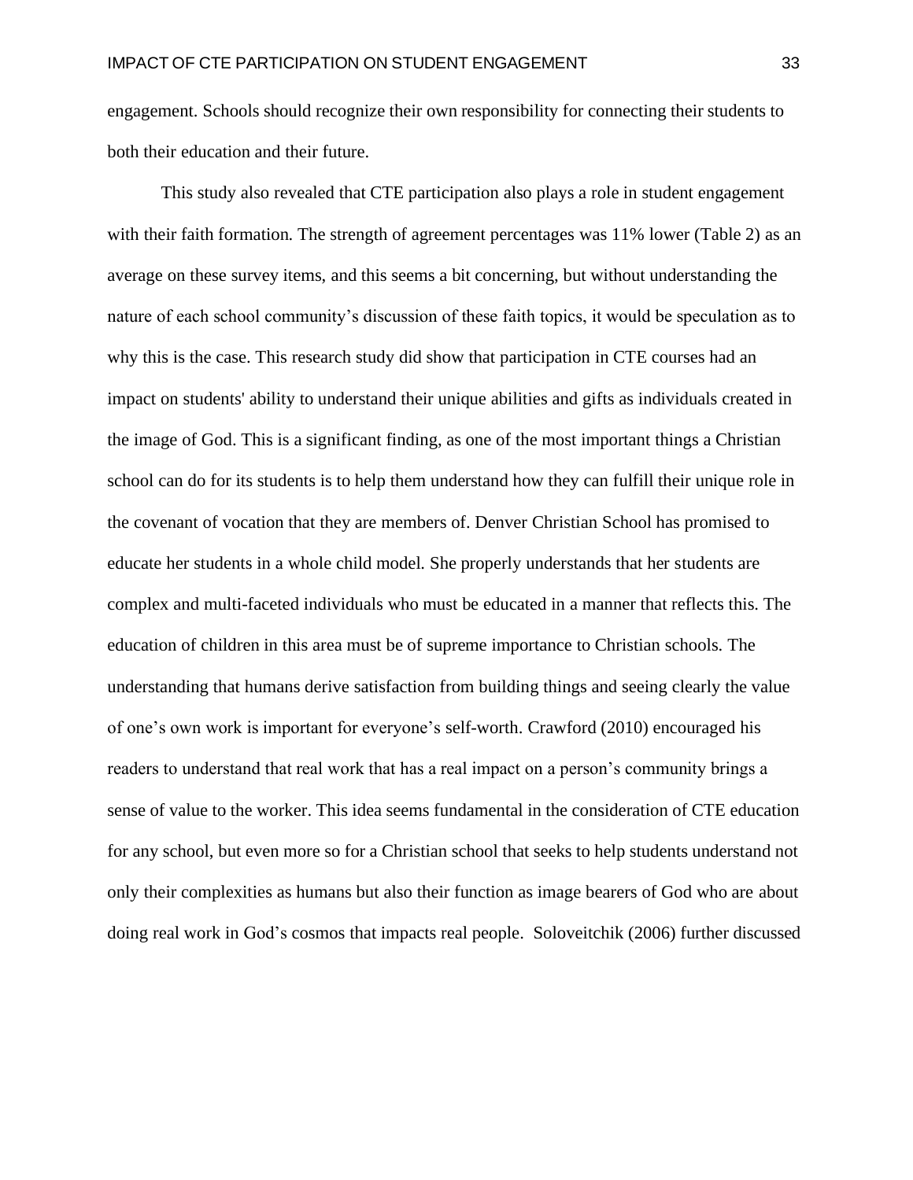engagement. Schools should recognize their own responsibility for connecting their students to both their education and their future.

This study also revealed that CTE participation also plays a role in student engagement with their faith formation. The strength of agreement percentages was 11% lower (Table 2) as an average on these survey items, and this seems a bit concerning, but without understanding the nature of each school community's discussion of these faith topics, it would be speculation as to why this is the case. This research study did show that participation in CTE courses had an impact on students' ability to understand their unique abilities and gifts as individuals created in the image of God. This is a significant finding, as one of the most important things a Christian school can do for its students is to help them understand how they can fulfill their unique role in the covenant of vocation that they are members of. Denver Christian School has promised to educate her students in a whole child model. She properly understands that her students are complex and multi-faceted individuals who must be educated in a manner that reflects this. The education of children in this area must be of supreme importance to Christian schools. The understanding that humans derive satisfaction from building things and seeing clearly the value of one's own work is important for everyone's self-worth. Crawford (2010) encouraged his readers to understand that real work that has a real impact on a person's community brings a sense of value to the worker. This idea seems fundamental in the consideration of CTE education for any school, but even more so for a Christian school that seeks to help students understand not only their complexities as humans but also their function as image bearers of God who are about doing real work in God's cosmos that impacts real people. Soloveitchik (2006) further discussed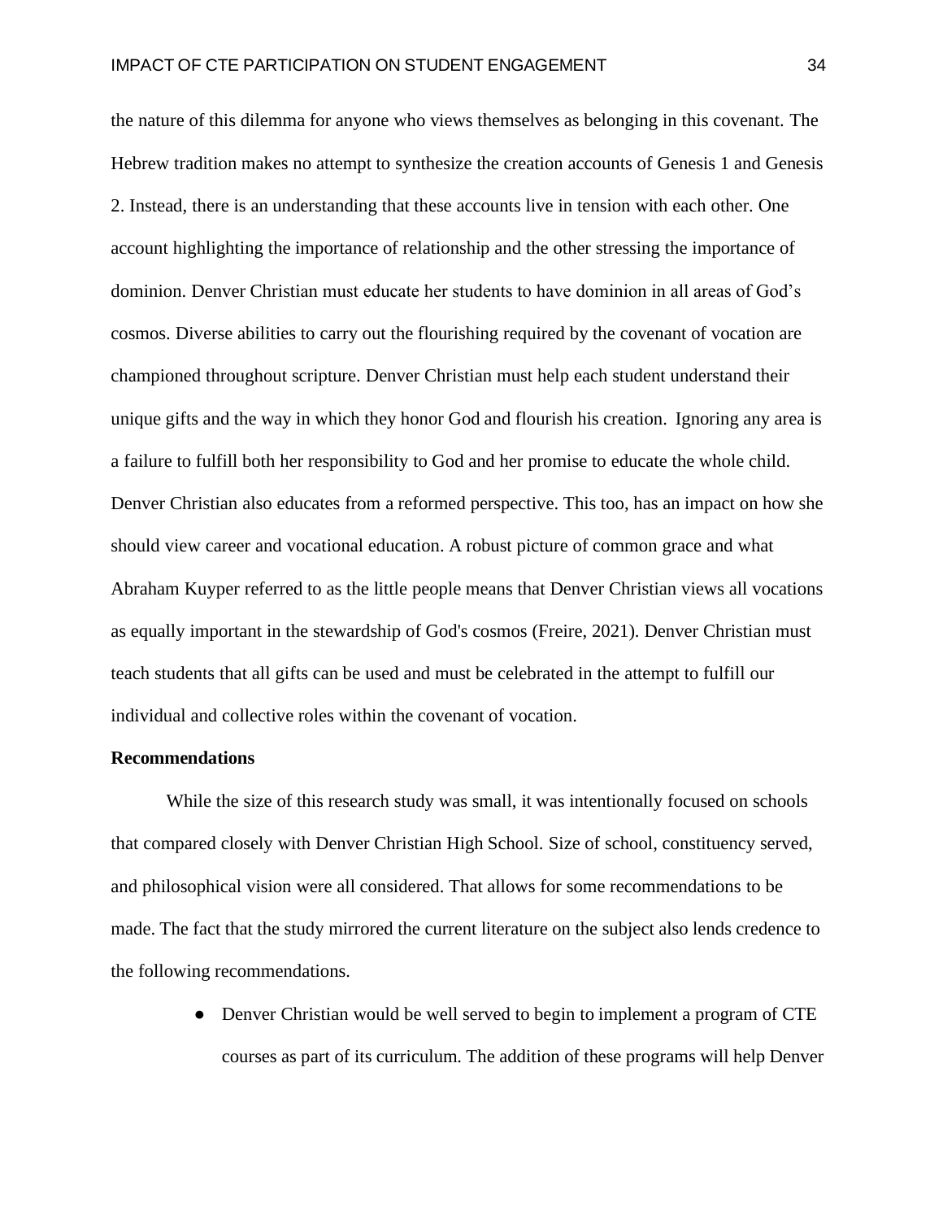the nature of this dilemma for anyone who views themselves as belonging in this covenant. The Hebrew tradition makes no attempt to synthesize the creation accounts of Genesis 1 and Genesis 2. Instead, there is an understanding that these accounts live in tension with each other. One account highlighting the importance of relationship and the other stressing the importance of dominion. Denver Christian must educate her students to have dominion in all areas of God's cosmos. Diverse abilities to carry out the flourishing required by the covenant of vocation are championed throughout scripture. Denver Christian must help each student understand their unique gifts and the way in which they honor God and flourish his creation. Ignoring any area is a failure to fulfill both her responsibility to God and her promise to educate the whole child. Denver Christian also educates from a reformed perspective. This too, has an impact on how she should view career and vocational education. A robust picture of common grace and what Abraham Kuyper referred to as the little people means that Denver Christian views all vocations as equally important in the stewardship of God's cosmos (Freire, 2021). Denver Christian must teach students that all gifts can be used and must be celebrated in the attempt to fulfill our individual and collective roles within the covenant of vocation.

**Recommendations**

While the size of this research study was small, it was intentionally focused on schools that compared closely with Denver Christian High School. Size of school, constituency served, and philosophical vision were all considered. That allows for some recommendations to be made. The fact that the study mirrored the current literature on the subject also lends credence to the following recommendations.

- Denver Christian would be well served to begin to implement a program of CTE courses as part of its curriculum. The addition of these programs will help Denver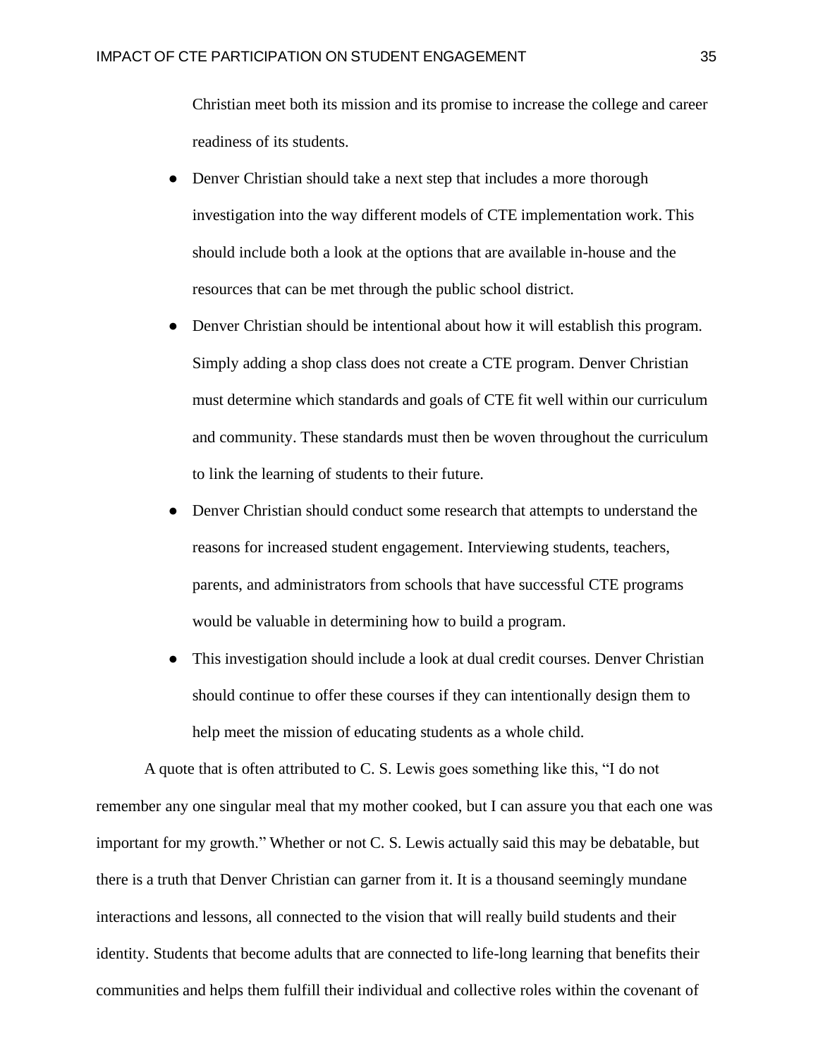Christian meet both its mission and its promise to increase the college and career readiness of its students.

- Denver Christian should take a next step that includes a more thorough investigation into the way different models of CTE implementation work. This should include both a look at the options that are available in-house and the resources that can be met through the public school district.
- Denver Christian should be intentional about how it will establish this program. Simply adding a shop class does not create a CTE program. Denver Christian must determine which standards and goals of CTE fit well within our curriculum and community. These standards must then be woven throughout the curriculum to link the learning of students to their future.
- Denver Christian should conduct some research that attempts to understand the reasons for increased student engagement. Interviewing students, teachers, parents, and administrators from schools that have successful CTE programs would be valuable in determining how to build a program.
- This investigation should include a look at dual credit courses. Denver Christian should continue to offer these courses if they can intentionally design them to help meet the mission of educating students as a whole child.

A quote that is often attributed to C. S. Lewis goes something like this, "I do not remember any one singular meal that my mother cooked, but I can assure you that each one was important for my growth." Whether or not C. S. Lewis actually said this may be debatable, but there is a truth that Denver Christian can garner from it. It is a thousand seemingly mundane interactions and lessons, all connected to the vision that will really build students and their identity. Students that become adults that are connected to life-long learning that benefits their communities and helps them fulfill their individual and collective roles within the covenant of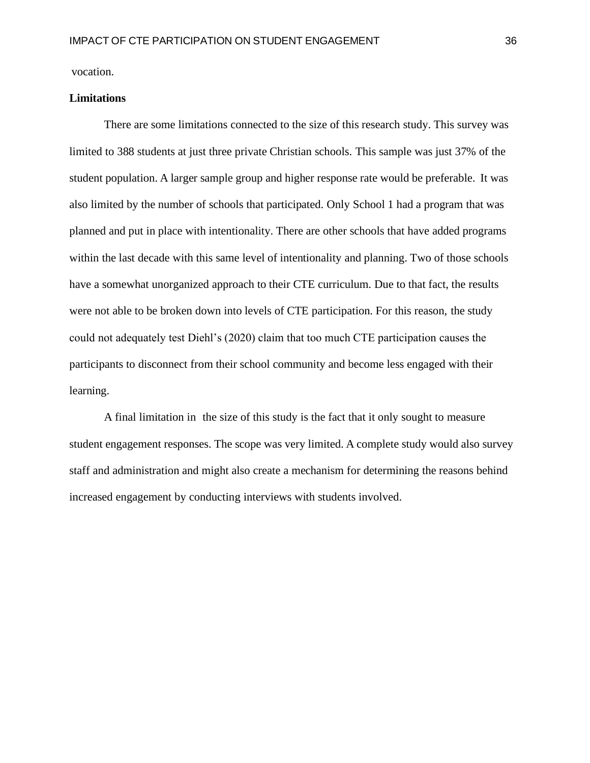vocation.

**Limitations**

There are some limitations connected to the size of this research study. This survey was limited to 388 students at just three private Christian schools. This sample was just 37% of the student population. A larger sample group and higher response rate would be preferable. It was also limited by the number of schools that participated. Only School 1 had a program that was planned and put in place with intentionality. There are other schools that have added programs within the last decade with this same level of intentionality and planning. Two of those schools have a somewhat unorganized approach to their CTE curriculum. Due to that fact, the results were not able to be broken down into levels of CTE participation. For this reason, the study could not adequately test Diehl's (2020) claim that too much CTE participation causes the participants to disconnect from their school community and become less engaged with their learning.

A final limitation in the size of this study is the fact that it only sought to measure student engagement responses. The scope was very limited. A complete study would also survey staff and administration and might also create a mechanism for determining the reasons behind increased engagement by conducting interviews with students involved.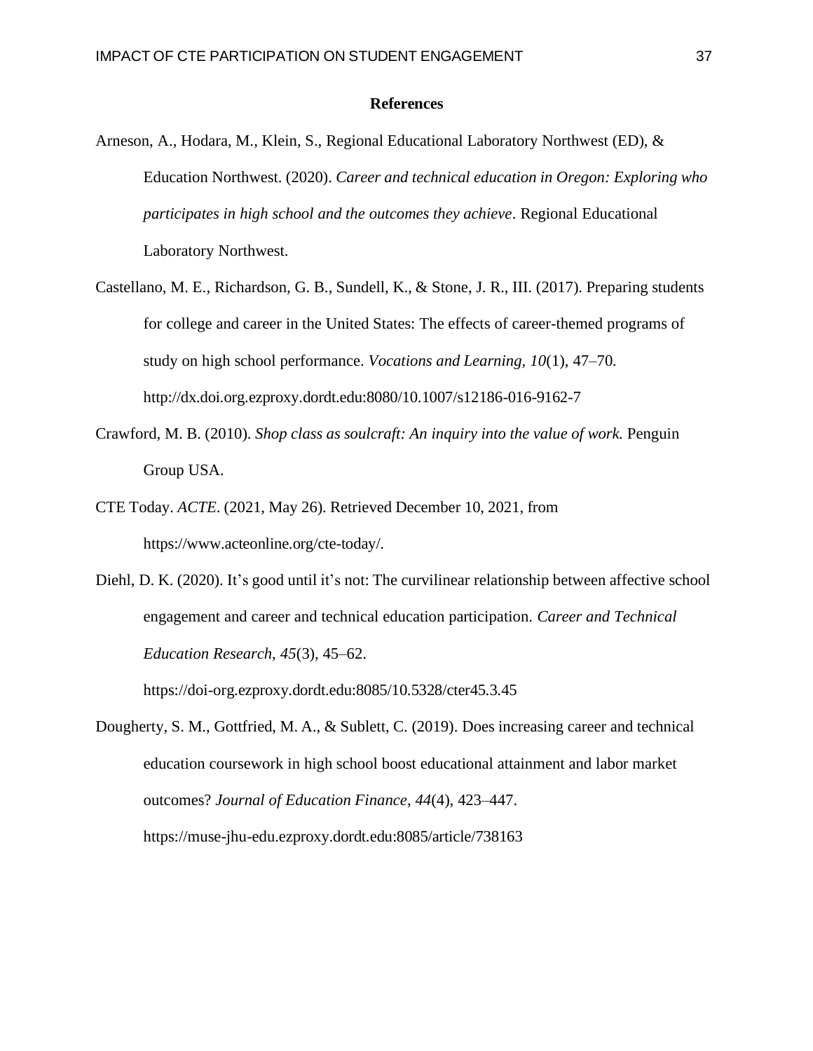## References

Arneson, A., Hodara, M., Klein, S., Regional Educational Laboratory Northwest (ED), & Education Northwest. (2020). *Career and technical education in Oregon: Exploring who participates in high school and the outcomes they achieve*. Regional Educational Laboratory Northwest.

Castellano, M. E., Richardson, G. B., Sundell, K., & Stone, J. R., III. (2017). Preparing students for college and career in the United States: The effects of career-themed programs of study on high school performance. *Vocations and Learning, 10*(1), 47–70. http://dx.doi.org.ezproxy.dordt.edu:8080/10.1007/s12186-016-9162-7

Crawford, M. B. (2010). *Shop class as soulcraft: An inquiry into the value of work.* Penguin Group USA.

CTE Today. *ACTE*. (2021, May 26). Retrieved December 10, 2021, from https://www.acteonline.org/cte-today/.

Diehl, D. K. (2020). It's good until it's not: The curvilinear relationship between affective school engagement and career and technical education participation. *Career and Technical Education Research, 45*(3), 45–62. https://doi-org.ezproxy.dordt.edu:8085/10.5328/cter45.3.45

Dougherty, S. M., Gottfried, M. A., & Sublett, C. (2019). Does increasing career and technical education coursework in high school boost educational attainment and labor market outcomes? *Journal of Education Finance, 44*(4), 423–447. https://muse-jhu-edu.ezproxy.dordt.edu:8085/article/738163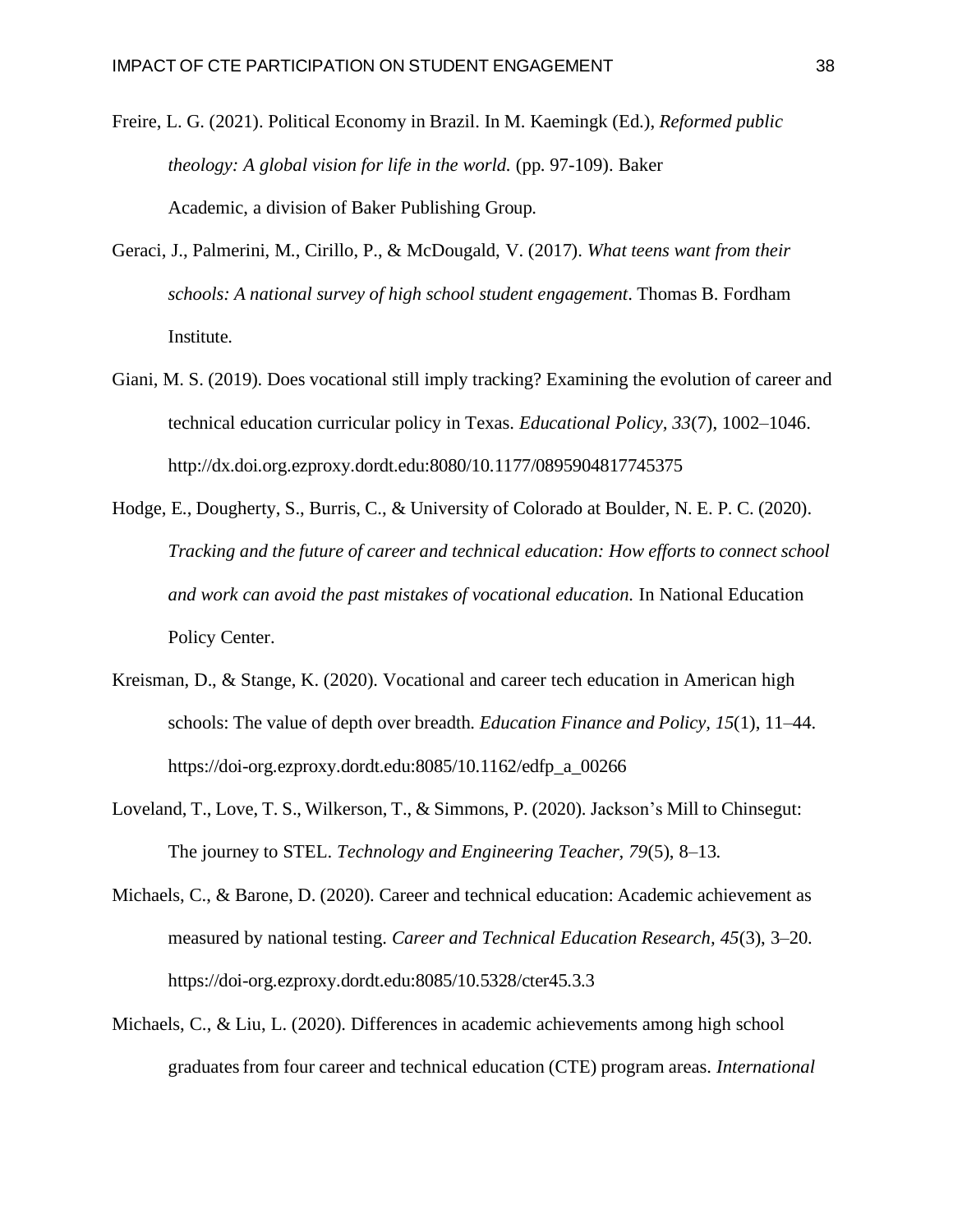Freire, L. G. (2021). Political Economy in Brazil. In M. Kaemingk (Ed.), *Reformed public theology: A global vision for life in the world.* (pp. 97-109). Baker Academic, a division of Baker Publishing Group.

Geraci, J., Palmerini, M., Cirillo, P., & McDougald, V. (2017). *What teens want from their schools: A national survey of high school student engagement*. Thomas B. Fordham Institute.

Giani, M. S. (2019). Does vocational still imply tracking? Examining the evolution of career and technical education curricular policy in Texas. *Educational Policy, 33*(7), 1002–1046. http://dx.doi.org.ezproxy.dordt.edu:8080/10.1177/0895904817745375

Hodge, E., Dougherty, S., Burris, C., & University of Colorado at Boulder, N. E. P. C. (2020). *Tracking and the future of career and technical education: How efforts to connect school and work can avoid the past mistakes of vocational education.* In National Education Policy Center.

Kreisman, D., & Stange, K. (2020). Vocational and career tech education in American high schools: The value of depth over breadth. *Education Finance and Policy, 15*(1), 11–44. https://doi-org.ezproxy.dordt.edu:8085/10.1162/edfp_a_00266

Loveland, T., Love, T. S., Wilkerson, T., & Simmons, P. (2020). Jackson's Mill to Chinsegut: The journey to STEL. *Technology and Engineering Teacher, 79*(5), 8–13.

Michaels, C., & Barone, D. (2020). Career and technical education: Academic achievement as measured by national testing. *Career and Technical Education Research, 45*(3), 3–20. https://doi-org.ezproxy.dordt.edu:8085/10.5328/cter45.3.3

Michaels, C., & Liu, L. (2020). Differences in academic achievements among high school graduates from four career and technical education (CTE) program areas. *International*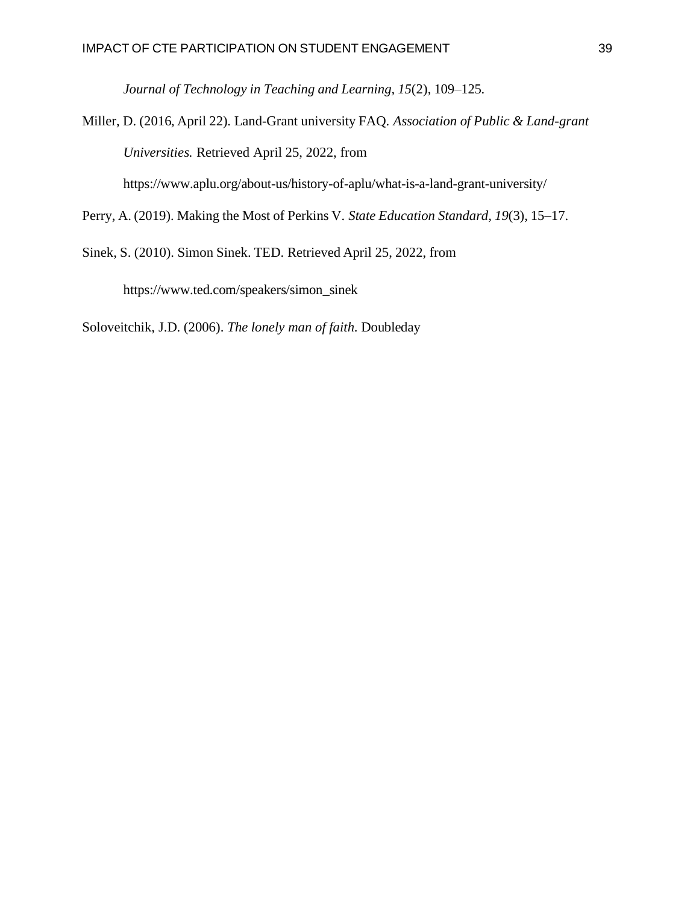*Journal of Technology in Teaching and Learning, 15*(2), 109–125.

Miller, D. (2016, April 22). Land-Grant university FAQ. *Association of Public & Land-grant Universities.* Retrieved April 25, 2022, from https://www.aplu.org/about-us/history-of-aplu/what-is-a-land-grant-university/

Perry, A. (2019). Making the Most of Perkins V. *State Education Standard, 19*(3), 15–17.

Sinek, S. (2010). Simon Sinek. TED. Retrieved April 25, 2022, from https://www.ted.com/speakers/simon_sinek

Soloveitchik, J.D. (2006). *The lonely man of faith.* Doubleday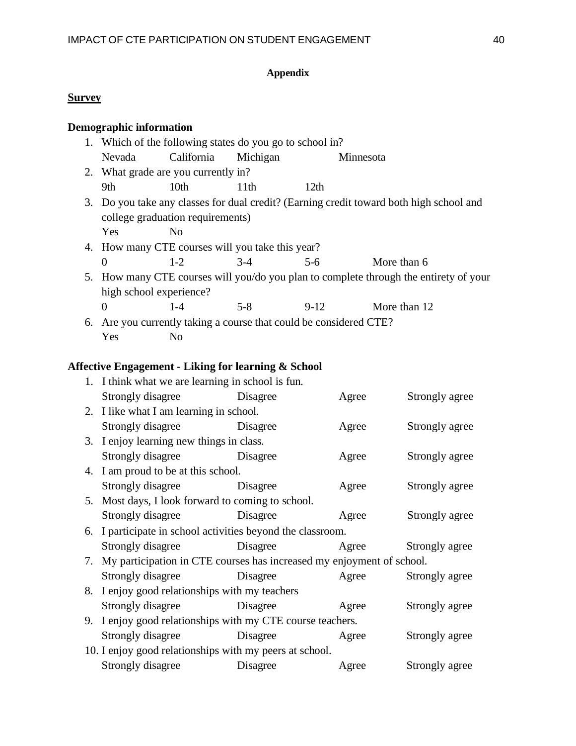**Appendix**

**Survey**

**Demographic information**

1. Which of the following states do you go to school in?
   Nevada   California   Michigan   Minnesota
2. What grade are you currently in?
   9th   10th   11th   12th
3. Do you take any classes for dual credit? (Earning credit toward both high school and college graduation requirements)
   Yes   No
4. How many CTE courses will you take this year?
   0   1-2   3-4   5-6   More than 6
5. How many CTE courses will you/do you plan to complete through the entirety of your high school experience?
   0   1-4   5-8   9-12   More than 12
6. Are you currently taking a course that could be considered CTE?
   Yes   No

**Affective Engagement - Liking for learning & School**

1. I think what we are learning in school is fun.
   Strongly disagree   Disagree   Agree   Strongly agree
2. I like what I am learning in school.
   Strongly disagree   Disagree   Agree   Strongly agree
3. I enjoy learning new things in class.
   Strongly disagree   Disagree   Agree   Strongly agree
4. I am proud to be at this school.
   Strongly disagree   Disagree   Agree   Strongly agree
5. Most days, I look forward to coming to school.
   Strongly disagree   Disagree   Agree   Strongly agree
6. I participate in school activities beyond the classroom.
   Strongly disagree   Disagree   Agree   Strongly agree
7. My participation in CTE courses has increased my enjoyment of school.
   Strongly disagree   Disagree   Agree   Strongly agree
8. I enjoy good relationships with my teachers
   Strongly disagree   Disagree   Agree   Strongly agree
9. I enjoy good relationships with my CTE course teachers.
   Strongly disagree   Disagree   Agree   Strongly agree
10. I enjoy good relationships with my peers at school.
    Strongly disagree   Disagree   Agree   Strongly agree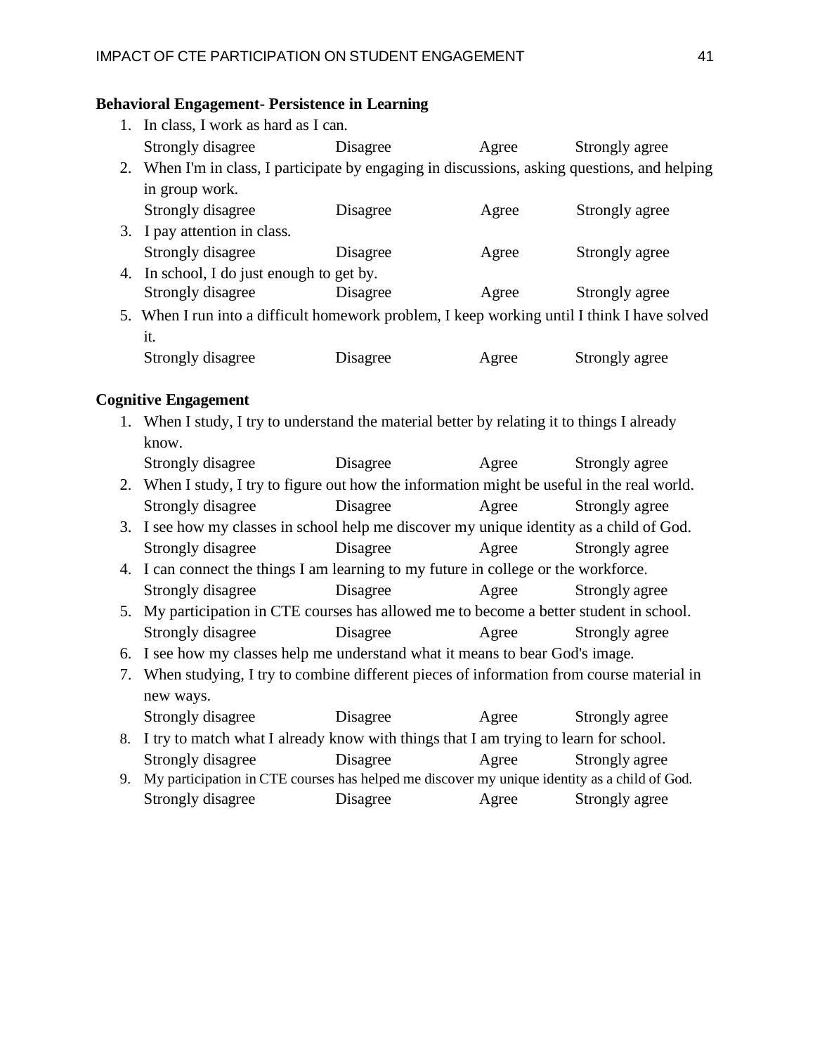**Behavioral Engagement- Persistence in Learning**

1. In class, I work as hard as I can.
   Strongly disagree Disagree Agree Strongly agree
2. When I'm in class, I participate by engaging in discussions, asking questions, and helping in group work.
   Strongly disagree Disagree Agree Strongly agree
3. I pay attention in class.
   Strongly disagree Disagree Agree Strongly agree
4. In school, I do just enough to get by.
   Strongly disagree Disagree Agree Strongly agree
5. When I run into a difficult homework problem, I keep working until I think I have solved it.
   Strongly disagree Disagree Agree Strongly agree

**Cognitive Engagement**

1. When I study, I try to understand the material better by relating it to things I already know.
   Strongly disagree Disagree Agree Strongly agree
2. When I study, I try to figure out how the information might be useful in the real world.
   Strongly disagree Disagree Agree Strongly agree
3. I see how my classes in school help me discover my unique identity as a child of God.
   Strongly disagree Disagree Agree Strongly agree
4. I can connect the things I am learning to my future in college or the workforce.
   Strongly disagree Disagree Agree Strongly agree
5. My participation in CTE courses has allowed me to become a better student in school.
   Strongly disagree Disagree Agree Strongly agree
6. I see how my classes help me understand what it means to bear God's image.
7. When studying, I try to combine different pieces of information from course material in new ways.
   Strongly disagree Disagree Agree Strongly agree
8. I try to match what I already know with things that I am trying to learn for school.
   Strongly disagree Disagree Agree Strongly agree
9. My participation in CTE courses has helped me discover my unique identity as a child of God.
   Strongly disagree Disagree Agree Strongly agree